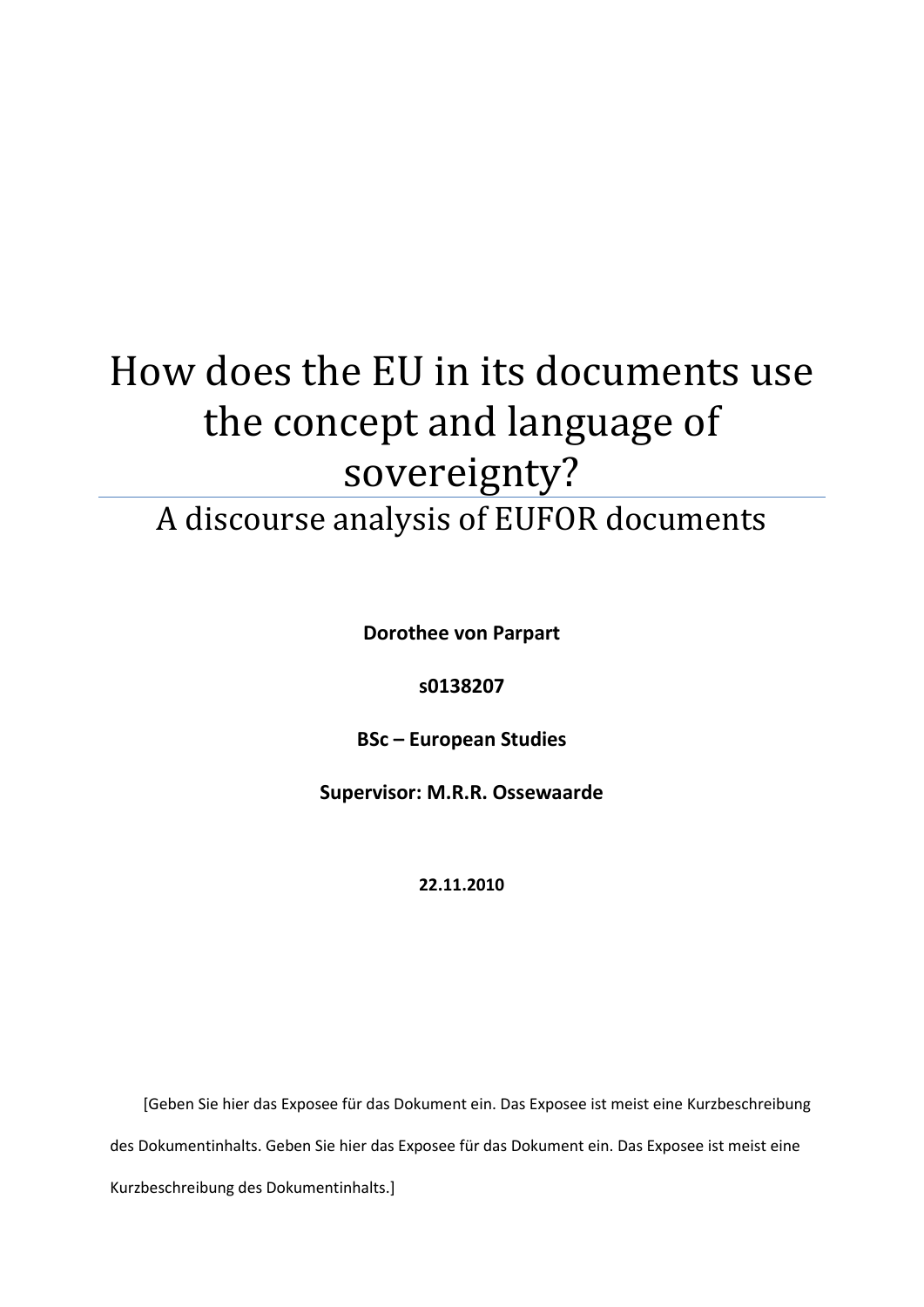# How does the EU in its documents use the concept and language of sovereignty?

## A discourse analysis of EUFOR documents

**Dorothee von Parpart**

**s0138207**

**BSc – European Studies**

**Supervisor: M.R.R. Ossewaarde**

**22.11.2010**

[Geben Sie hier das Exposee für das Dokument ein. Das Exposee ist meist eine Kurzbeschreibung des Dokumentinhalts. Geben Sie hier das Exposee für das Dokument ein. Das Exposee ist meist eine Kurzbeschreibung des Dokumentinhalts.]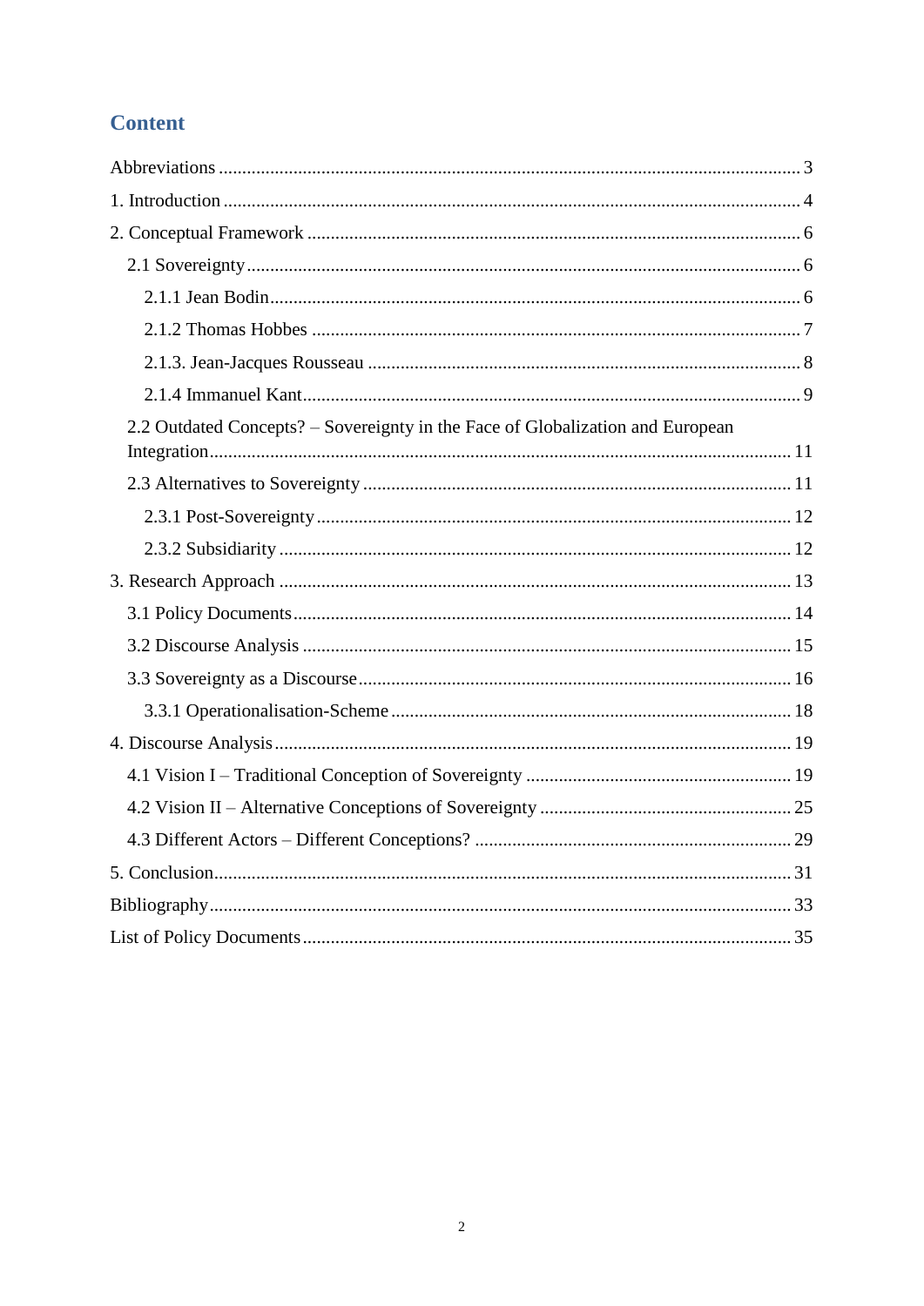## Content

Abbreviations ........ 3

1. Introduction ........ 4

2. Conceptual Framework ........ 6

  2.1 Sovereignty ........ 6

    2.1.1 Jean Bodin ........ 6

    2.1.2 Thomas Hobbes ........ 7

    2.1.3. Jean-Jacques Rousseau ........ 8

    2.1.4 Immanuel Kant ........ 9

  2.2 Outdated Concepts? – Sovereignty in the Face of Globalization and European Integration ........ 11

  2.3 Alternatives to Sovereignty ........ 11

    2.3.1 Post-Sovereignty ........ 12

    2.3.2 Subsidiarity ........ 12

3. Research Approach ........ 13

  3.1 Policy Documents ........ 14

  3.2 Discourse Analysis ........ 15

  3.3 Sovereignty as a Discourse ........ 16

    3.3.1 Operationalisation-Scheme ........ 18

4. Discourse Analysis ........ 19

  4.1 Vision I – Traditional Conception of Sovereignty ........ 19

  4.2 Vision II – Alternative Conceptions of Sovereignty ........ 25

  4.3 Different Actors – Different Conceptions? ........ 29

5. Conclusion ........ 31

Bibliography ........ 33

List of Policy Documents ........ 35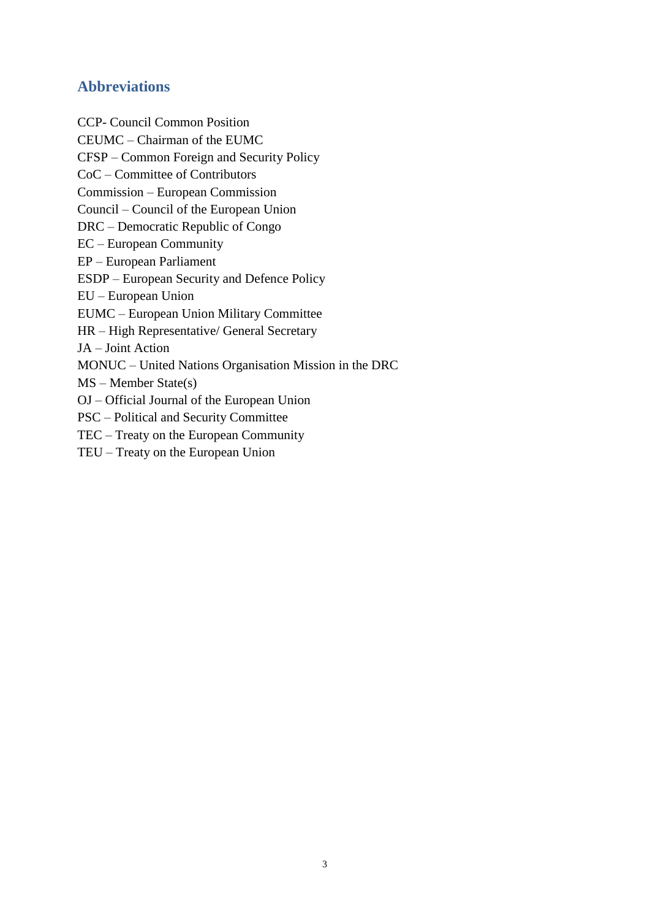## Abbreviations

CCP- Council Common Position
CEUMC – Chairman of the EUMC
CFSP – Common Foreign and Security Policy
CoC – Committee of Contributors
Commission – European Commission
Council – Council of the European Union
DRC – Democratic Republic of Congo
EC – European Community
EP – European Parliament
ESDP – European Security and Defence Policy
EU – European Union
EUMC – European Union Military Committee
HR – High Representative/ General Secretary
JA – Joint Action
MONUC – United Nations Organisation Mission in the DRC
MS – Member State(s)
OJ – Official Journal of the European Union
PSC – Political and Security Committee
TEC – Treaty on the European Community
TEU – Treaty on the European Union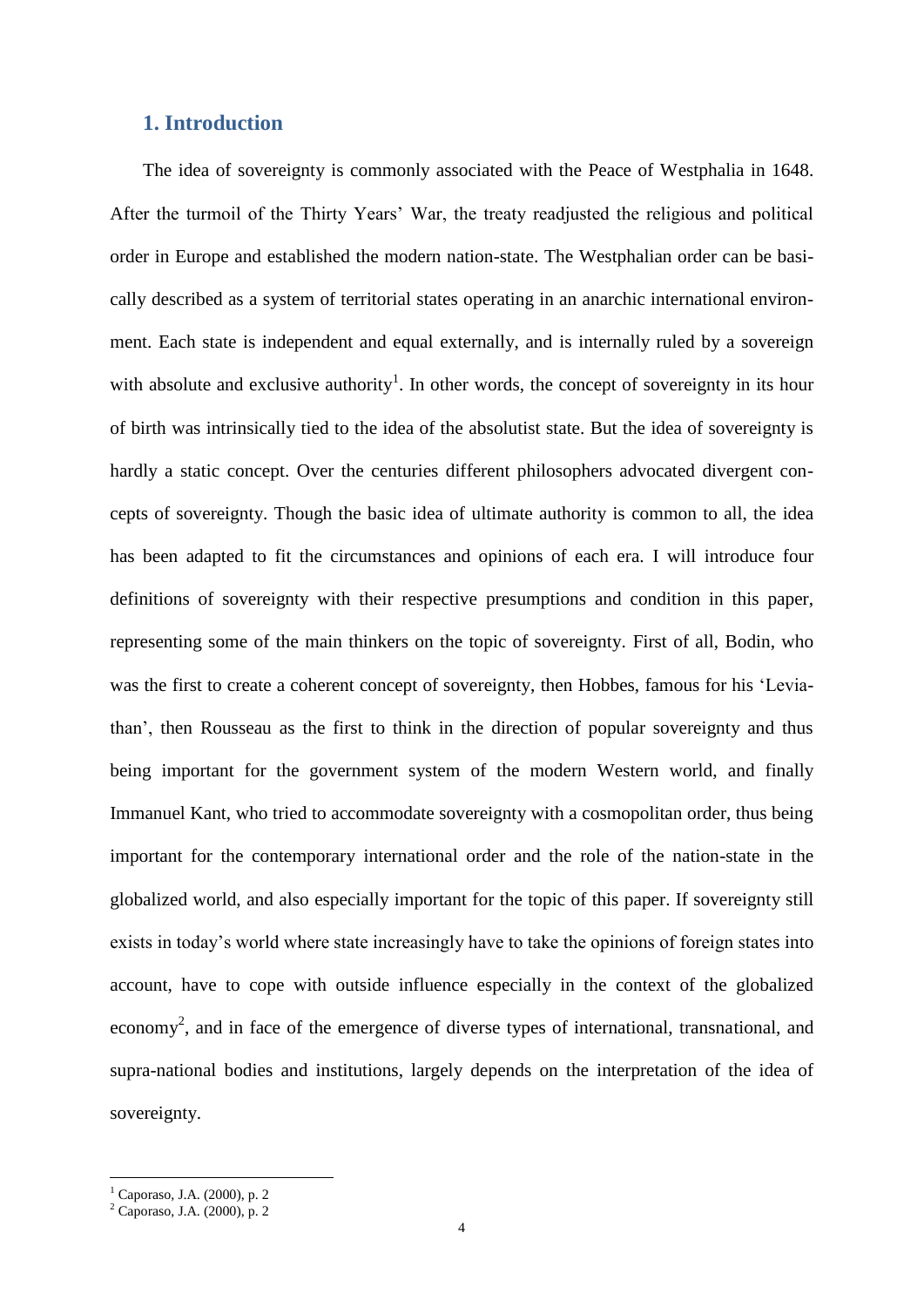## 1. Introduction

The idea of sovereignty is commonly associated with the Peace of Westphalia in 1648. After the turmoil of the Thirty Years' War, the treaty readjusted the religious and political order in Europe and established the modern nation-state. The Westphalian order can be basically described as a system of territorial states operating in an anarchic international environment. Each state is independent and equal externally, and is internally ruled by a sovereign with absolute and exclusive authority[1]. In other words, the concept of sovereignty in its hour of birth was intrinsically tied to the idea of the absolutist state. But the idea of sovereignty is hardly a static concept. Over the centuries different philosophers advocated divergent concepts of sovereignty. Though the basic idea of ultimate authority is common to all, the idea has been adapted to fit the circumstances and opinions of each era. I will introduce four definitions of sovereignty with their respective presumptions and condition in this paper, representing some of the main thinkers on the topic of sovereignty. First of all, Bodin, who was the first to create a coherent concept of sovereignty, then Hobbes, famous for his 'Leviathan', then Rousseau as the first to think in the direction of popular sovereignty and thus being important for the government system of the modern Western world, and finally Immanuel Kant, who tried to accommodate sovereignty with a cosmopolitan order, thus being important for the contemporary international order and the role of the nation-state in the globalized world, and also especially important for the topic of this paper. If sovereignty still exists in today's world where state increasingly have to take the opinions of foreign states into account, have to cope with outside influence especially in the context of the globalized economy[2], and in face of the emergence of diverse types of international, transnational, and supra-national bodies and institutions, largely depends on the interpretation of the idea of sovereignty.

---

[1] Caporaso, J.A. (2000), p. 2

[2] Caporaso, J.A. (2000), p. 2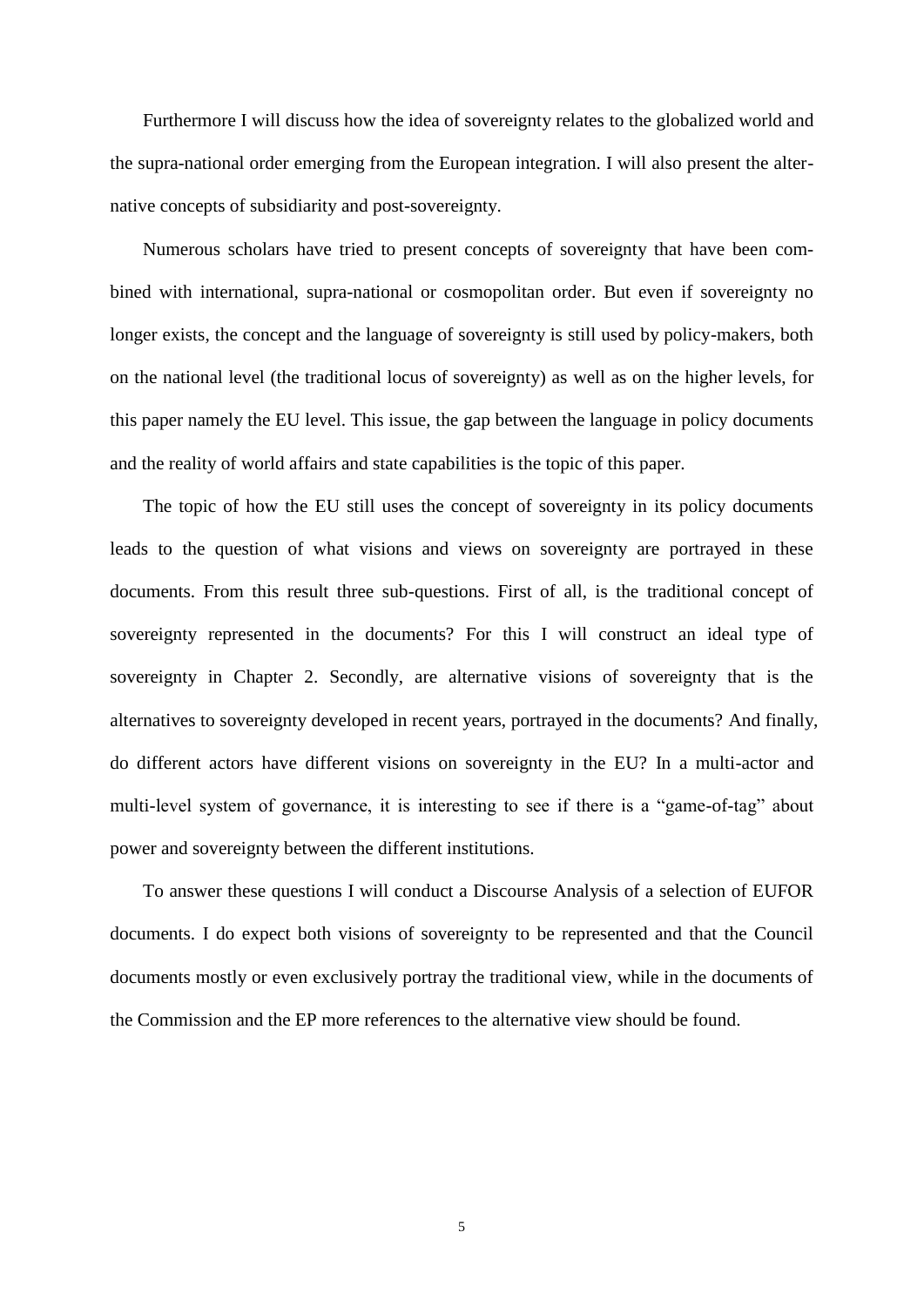Furthermore I will discuss how the idea of sovereignty relates to the globalized world and the supra-national order emerging from the European integration. I will also present the alternative concepts of subsidiarity and post-sovereignty.

Numerous scholars have tried to present concepts of sovereignty that have been combined with international, supra-national or cosmopolitan order. But even if sovereignty no longer exists, the concept and the language of sovereignty is still used by policy-makers, both on the national level (the traditional locus of sovereignty) as well as on the higher levels, for this paper namely the EU level. This issue, the gap between the language in policy documents and the reality of world affairs and state capabilities is the topic of this paper.

The topic of how the EU still uses the concept of sovereignty in its policy documents leads to the question of what visions and views on sovereignty are portrayed in these documents. From this result three sub-questions. First of all, is the traditional concept of sovereignty represented in the documents? For this I will construct an ideal type of sovereignty in Chapter 2. Secondly, are alternative visions of sovereignty that is the alternatives to sovereignty developed in recent years, portrayed in the documents? And finally, do different actors have different visions on sovereignty in the EU? In a multi-actor and multi-level system of governance, it is interesting to see if there is a "game-of-tag" about power and sovereignty between the different institutions.

To answer these questions I will conduct a Discourse Analysis of a selection of EUFOR documents. I do expect both visions of sovereignty to be represented and that the Council documents mostly or even exclusively portray the traditional view, while in the documents of the Commission and the EP more references to the alternative view should be found.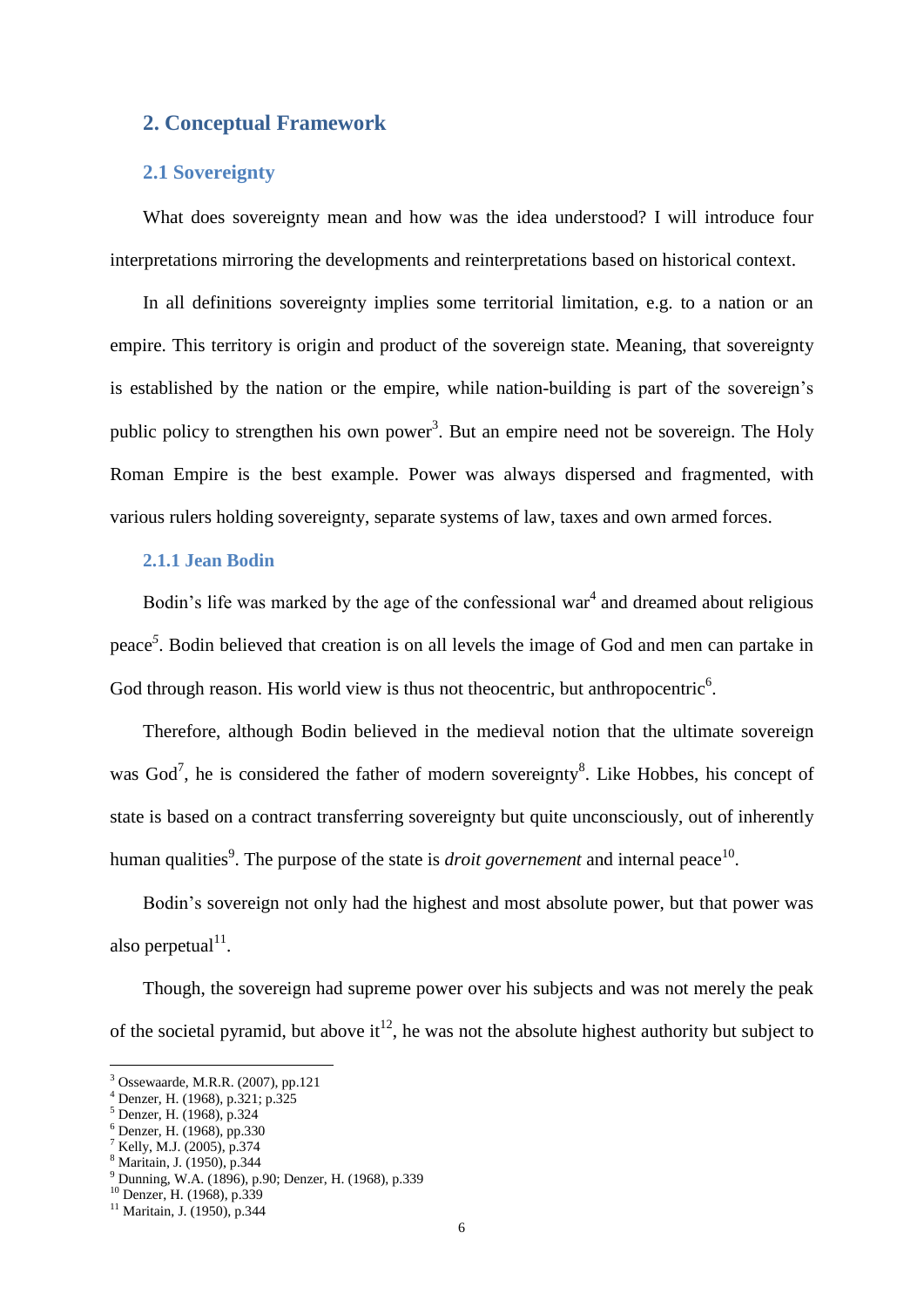## 2. Conceptual Framework

### 2.1 Sovereignty

What does sovereignty mean and how was the idea understood? I will introduce four interpretations mirroring the developments and reinterpretations based on historical context.

In all definitions sovereignty implies some territorial limitation, e.g. to a nation or an empire. This territory is origin and product of the sovereign state. Meaning, that sovereignty is established by the nation or the empire, while nation-building is part of the sovereign's public policy to strengthen his own power[3]. But an empire need not be sovereign. The Holy Roman Empire is the best example. Power was always dispersed and fragmented, with various rulers holding sovereignty, separate systems of law, taxes and own armed forces.

#### 2.1.1 Jean Bodin

Bodin's life was marked by the age of the confessional war[4] and dreamed about religious peace[5]. Bodin believed that creation is on all levels the image of God and men can partake in God through reason. His world view is thus not theocentric, but anthropocentric[6].

Therefore, although Bodin believed in the medieval notion that the ultimate sovereign was God[7], he is considered the father of modern sovereignty[8]. Like Hobbes, his concept of state is based on a contract transferring sovereignty but quite unconsciously, out of inherently human qualities[9]. The purpose of the state is *droit governement* and internal peace[10].

Bodin's sovereign not only had the highest and most absolute power, but that power was also perpetual[11].

Though, the sovereign had supreme power over his subjects and was not merely the peak of the societal pyramid, but above it[12], he was not the absolute highest authority but subject to

---

[3] Ossewaarde, M.R.R. (2007), pp.121
[4] Denzer, H. (1968), p.321; p.325
[5] Denzer, H. (1968), p.324
[6] Denzer, H. (1968), pp.330
[7] Kelly, M.J. (2005), p.374
[8] Maritain, J. (1950), p.344
[9] Dunning, W.A. (1896), p.90; Denzer, H. (1968), p.339
[10] Denzer, H. (1968), p.339
[11] Maritain, J. (1950), p.344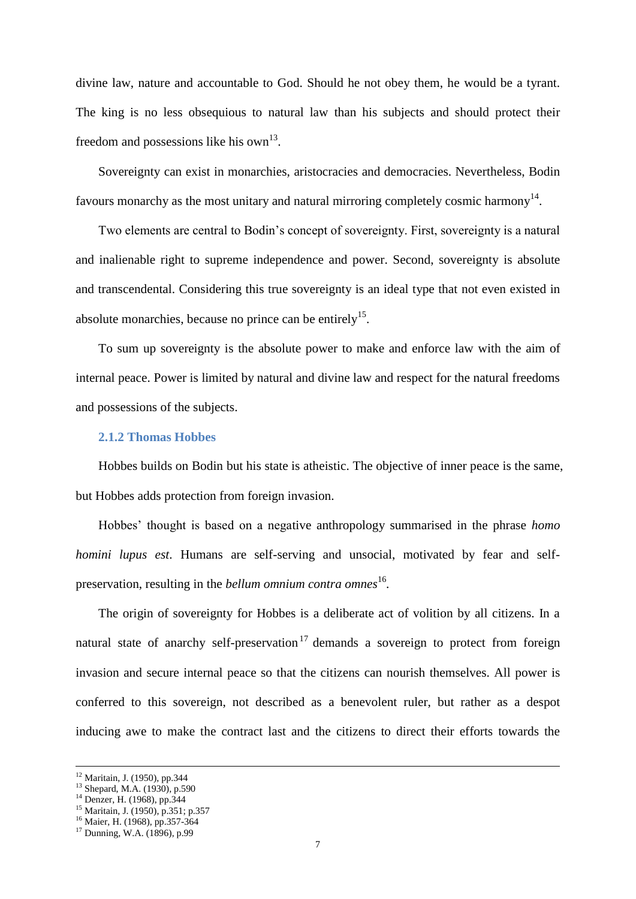divine law, nature and accountable to God. Should he not obey them, he would be a tyrant. The king is no less obsequious to natural law than his subjects and should protect their freedom and possessions like his own[13].

Sovereignty can exist in monarchies, aristocracies and democracies. Nevertheless, Bodin favours monarchy as the most unitary and natural mirroring completely cosmic harmony[14].

Two elements are central to Bodin's concept of sovereignty. First, sovereignty is a natural and inalienable right to supreme independence and power. Second, sovereignty is absolute and transcendental. Considering this true sovereignty is an ideal type that not even existed in absolute monarchies, because no prince can be entirely[15].

To sum up sovereignty is the absolute power to make and enforce law with the aim of internal peace. Power is limited by natural and divine law and respect for the natural freedoms and possessions of the subjects.

### 2.1.2 Thomas Hobbes

Hobbes builds on Bodin but his state is atheistic. The objective of inner peace is the same, but Hobbes adds protection from foreign invasion.

Hobbes' thought is based on a negative anthropology summarised in the phrase *homo homini lupus est*. Humans are self-serving and unsocial, motivated by fear and self-preservation, resulting in the *bellum omnium contra omnes*[16].

The origin of sovereignty for Hobbes is a deliberate act of volition by all citizens. In a natural state of anarchy self-preservation[17] demands a sovereign to protect from foreign invasion and secure internal peace so that the citizens can nourish themselves. All power is conferred to this sovereign, not described as a benevolent ruler, but rather as a despot inducing awe to make the contract last and the citizens to direct their efforts towards the

---

[12] Maritain, J. (1950), pp.344
[13] Shepard, M.A. (1930), p.590
[14] Denzer, H. (1968), pp.344
[15] Maritain, J. (1950), p.351; p.357
[16] Maier, H. (1968), pp.357-364
[17] Dunning, W.A. (1896), p.99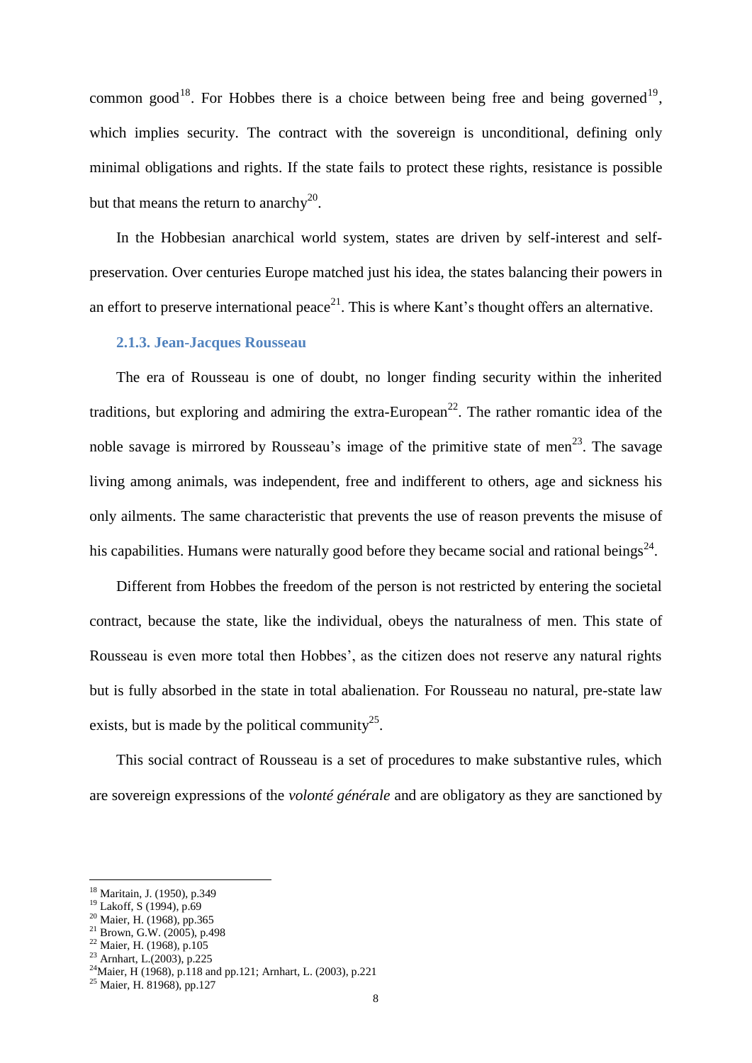common good[18]. For Hobbes there is a choice between being free and being governed[19], which implies security. The contract with the sovereign is unconditional, defining only minimal obligations and rights. If the state fails to protect these rights, resistance is possible but that means the return to anarchy[20].

In the Hobbesian anarchical world system, states are driven by self-interest and self-preservation. Over centuries Europe matched just his idea, the states balancing their powers in an effort to preserve international peace[21]. This is where Kant's thought offers an alternative.

### 2.1.3. Jean-Jacques Rousseau

The era of Rousseau is one of doubt, no longer finding security within the inherited traditions, but exploring and admiring the extra-European[22]. The rather romantic idea of the noble savage is mirrored by Rousseau's image of the primitive state of men[23]. The savage living among animals, was independent, free and indifferent to others, age and sickness his only ailments. The same characteristic that prevents the use of reason prevents the misuse of his capabilities. Humans were naturally good before they became social and rational beings[24].

Different from Hobbes the freedom of the person is not restricted by entering the societal contract, because the state, like the individual, obeys the naturalness of men. This state of Rousseau is even more total then Hobbes', as the citizen does not reserve any natural rights but is fully absorbed in the state in total abalienation. For Rousseau no natural, pre-state law exists, but is made by the political community[25].

This social contract of Rousseau is a set of procedures to make substantive rules, which are sovereign expressions of the *volonté générale* and are obligatory as they are sanctioned by

---

[18] Maritain, J. (1950), p.349
[19] Lakoff, S (1994), p.69
[20] Maier, H. (1968), pp.365
[21] Brown, G.W. (2005), p.498
[22] Maier, H. (1968), p.105
[23] Arnhart, L.(2003), p.225
[24] Maier, H (1968), p.118 and pp.121; Arnhart, L. (2003), p.221
[25] Maier, H. 81968), pp.127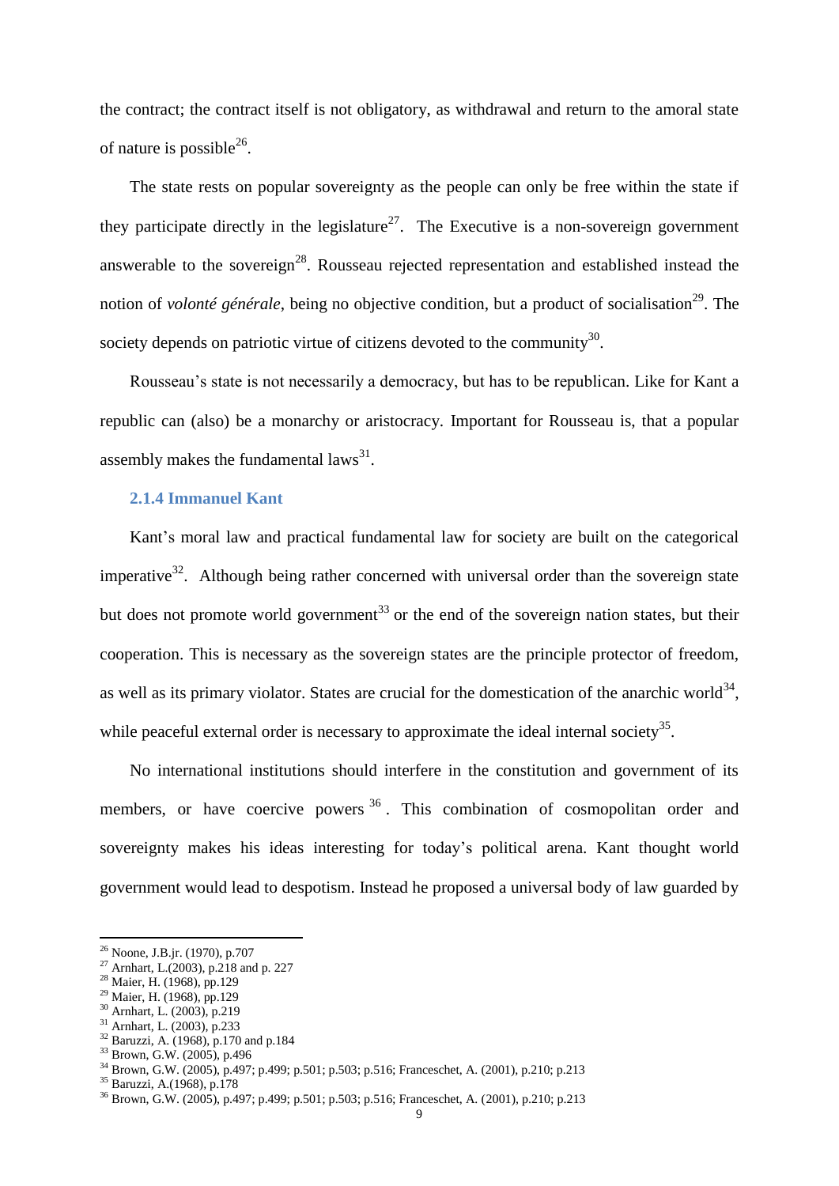the contract; the contract itself is not obligatory, as withdrawal and return to the amoral state of nature is possible[26].

The state rests on popular sovereignty as the people can only be free within the state if they participate directly in the legislature[27]. The Executive is a non-sovereign government answerable to the sovereign[28]. Rousseau rejected representation and established instead the notion of *volonté générale*, being no objective condition, but a product of socialisation[29]. The society depends on patriotic virtue of citizens devoted to the community[30].

Rousseau's state is not necessarily a democracy, but has to be republican. Like for Kant a republic can (also) be a monarchy or aristocracy. Important for Rousseau is, that a popular assembly makes the fundamental laws[31].

### 2.1.4 Immanuel Kant

Kant's moral law and practical fundamental law for society are built on the categorical imperative[32]. Although being rather concerned with universal order than the sovereign state but does not promote world government[33] or the end of the sovereign nation states, but their cooperation. This is necessary as the sovereign states are the principle protector of freedom, as well as its primary violator. States are crucial for the domestication of the anarchic world[34], while peaceful external order is necessary to approximate the ideal internal society[35].

No international institutions should interfere in the constitution and government of its members, or have coercive powers[36]. This combination of cosmopolitan order and sovereignty makes his ideas interesting for today's political arena. Kant thought world government would lead to despotism. Instead he proposed a universal body of law guarded by

---

[26] Noone, J.B.jr. (1970), p.707
[27] Arnhart, L.(2003), p.218 and p. 227
[28] Maier, H. (1968), pp.129
[29] Maier, H. (1968), pp.129
[30] Arnhart, L. (2003), p.219
[31] Arnhart, L. (2003), p.233
[32] Baruzzi, A. (1968), p.170 and p.184
[33] Brown, G.W. (2005), p.496
[34] Brown, G.W. (2005), p.497; p.499; p.501; p.503; p.516; Franceschet, A. (2001), p.210; p.213
[35] Baruzzi, A.(1968), p.178
[36] Brown, G.W. (2005), p.497; p.499; p.501; p.503; p.516; Franceschet, A. (2001), p.210; p.213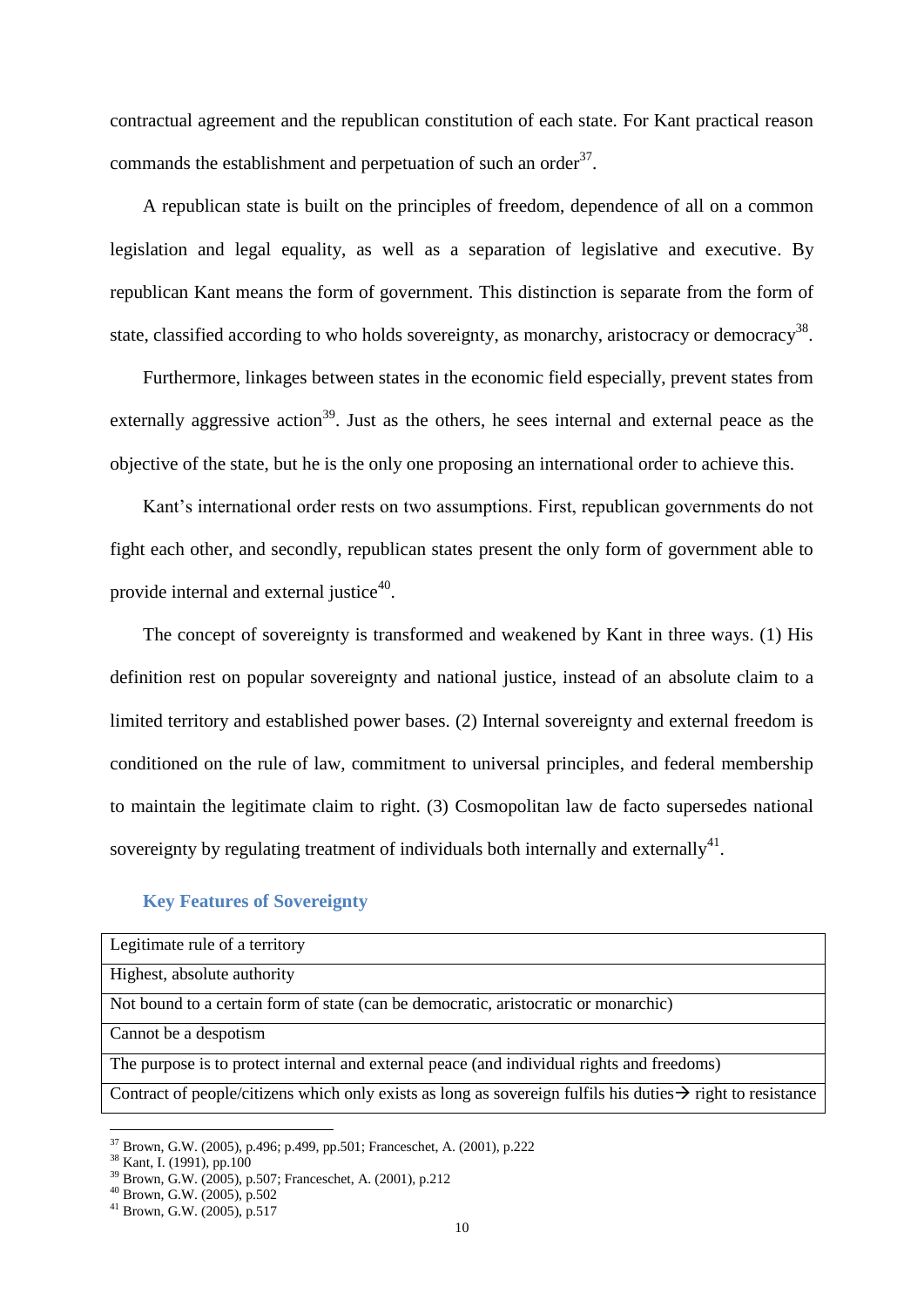contractual agreement and the republican constitution of each state. For Kant practical reason commands the establishment and perpetuation of such an order[37].

A republican state is built on the principles of freedom, dependence of all on a common legislation and legal equality, as well as a separation of legislative and executive. By republican Kant means the form of government. This distinction is separate from the form of state, classified according to who holds sovereignty, as monarchy, aristocracy or democracy[38].

Furthermore, linkages between states in the economic field especially, prevent states from externally aggressive action[39]. Just as the others, he sees internal and external peace as the objective of the state, but he is the only one proposing an international order to achieve this.

Kant's international order rests on two assumptions. First, republican governments do not fight each other, and secondly, republican states present the only form of government able to provide internal and external justice[40].

The concept of sovereignty is transformed and weakened by Kant in three ways. (1) His definition rest on popular sovereignty and national justice, instead of an absolute claim to a limited territory and established power bases. (2) Internal sovereignty and external freedom is conditioned on the rule of law, commitment to universal principles, and federal membership to maintain the legitimate claim to right. (3) Cosmopolitan law de facto supersedes national sovereignty by regulating treatment of individuals both internally and externally[41].

### Key Features of Sovereignty

| Key Features of Sovereignty |
|---|
| Legitimate rule of a territory |
| Highest, absolute authority |
| Not bound to a certain form of state (can be democratic, aristocratic or monarchic) |
| Cannot be a despotism |
| The purpose is to protect internal and external peace (and individual rights and freedoms) |
| Contract of people/citizens which only exists as long as sovereign fulfils his duties→ right to resistance |

[37] Brown, G.W. (2005), p.496; p.499, pp.501; Franceschet, A. (2001), p.222
[38] Kant, I. (1991), pp.100
[39] Brown, G.W. (2005), p.507; Franceschet, A. (2001), p.212
[40] Brown, G.W. (2005), p.502
[41] Brown, G.W. (2005), p.517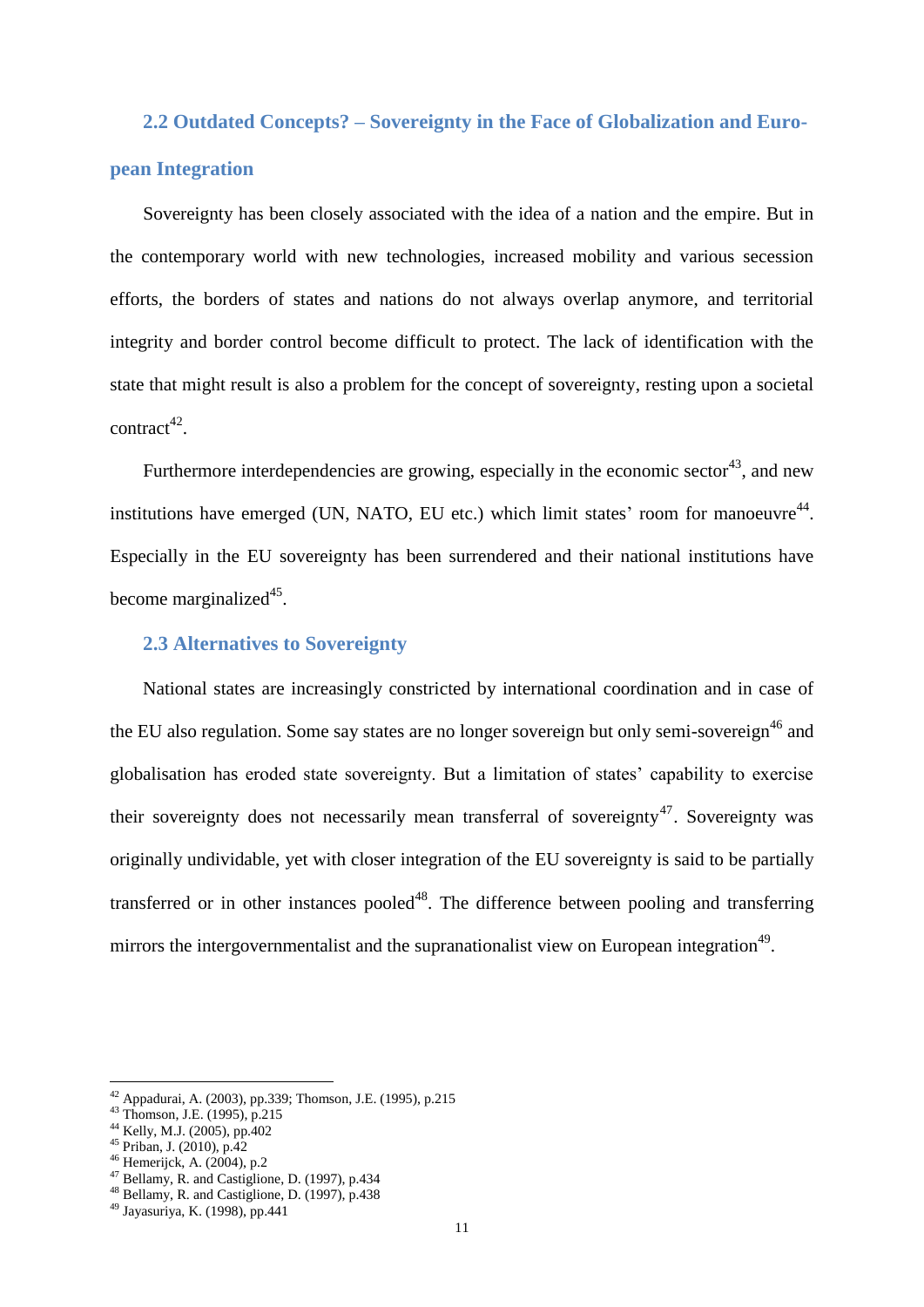## 2.2 Outdated Concepts? – Sovereignty in the Face of Globalization and European Integration

Sovereignty has been closely associated with the idea of a nation and the empire. But in the contemporary world with new technologies, increased mobility and various secession efforts, the borders of states and nations do not always overlap anymore, and territorial integrity and border control become difficult to protect. The lack of identification with the state that might result is also a problem for the concept of sovereignty, resting upon a societal contract[42].

Furthermore interdependencies are growing, especially in the economic sector[43], and new institutions have emerged (UN, NATO, EU etc.) which limit states' room for manoeuvre[44]. Especially in the EU sovereignty has been surrendered and their national institutions have become marginalized[45].

## 2.3 Alternatives to Sovereignty

National states are increasingly constricted by international coordination and in case of the EU also regulation. Some say states are no longer sovereign but only semi-sovereign[46] and globalisation has eroded state sovereignty. But a limitation of states' capability to exercise their sovereignty does not necessarily mean transferral of sovereignty[47]. Sovereignty was originally undividable, yet with closer integration of the EU sovereignty is said to be partially transferred or in other instances pooled[48]. The difference between pooling and transferring mirrors the intergovernmentalist and the supranationalist view on European integration[49].

---

[42] Appadurai, A. (2003), pp.339; Thomson, J.E. (1995), p.215
[43] Thomson, J.E. (1995), p.215
[44] Kelly, M.J. (2005), pp.402
[45] Priban, J. (2010), p.42
[46] Hemerijck, A. (2004), p.2
[47] Bellamy, R. and Castiglione, D. (1997), p.434
[48] Bellamy, R. and Castiglione, D. (1997), p.438
[49] Jayasuriya, K. (1998), pp.441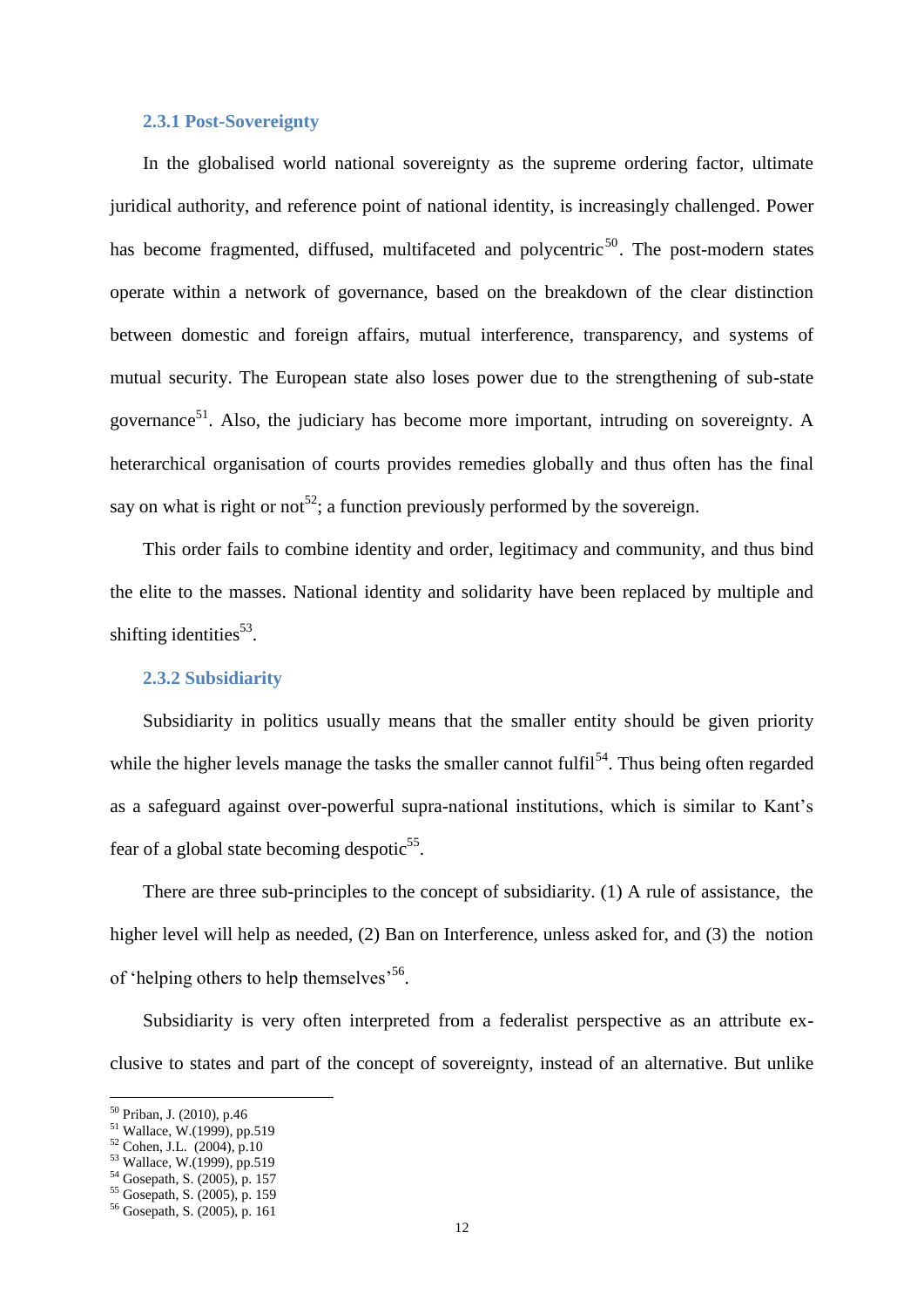### 2.3.1 Post-Sovereignty

In the globalised world national sovereignty as the supreme ordering factor, ultimate juridical authority, and reference point of national identity, is increasingly challenged. Power has become fragmented, diffused, multifaceted and polycentric[50]. The post-modern states operate within a network of governance, based on the breakdown of the clear distinction between domestic and foreign affairs, mutual interference, transparency, and systems of mutual security. The European state also loses power due to the strengthening of sub-state governance[51]. Also, the judiciary has become more important, intruding on sovereignty. A heterarchical organisation of courts provides remedies globally and thus often has the final say on what is right or not[52]; a function previously performed by the sovereign.

This order fails to combine identity and order, legitimacy and community, and thus bind the elite to the masses. National identity and solidarity have been replaced by multiple and shifting identities[53].

### 2.3.2 Subsidiarity

Subsidiarity in politics usually means that the smaller entity should be given priority while the higher levels manage the tasks the smaller cannot fulfil[54]. Thus being often regarded as a safeguard against over-powerful supra-national institutions, which is similar to Kant's fear of a global state becoming despotic[55].

There are three sub-principles to the concept of subsidiarity. (1) A rule of assistance, the higher level will help as needed, (2) Ban on Interference, unless asked for, and (3) the notion of 'helping others to help themselves'[56].

Subsidiarity is very often interpreted from a federalist perspective as an attribute exclusive to states and part of the concept of sovereignty, instead of an alternative. But unlike

---

[50] Priban, J. (2010), p.46
[51] Wallace, W.(1999), pp.519
[52] Cohen, J.L. (2004), p.10
[53] Wallace, W.(1999), pp.519
[54] Gosepath, S. (2005), p. 157
[55] Gosepath, S. (2005), p. 159
[56] Gosepath, S. (2005), p. 161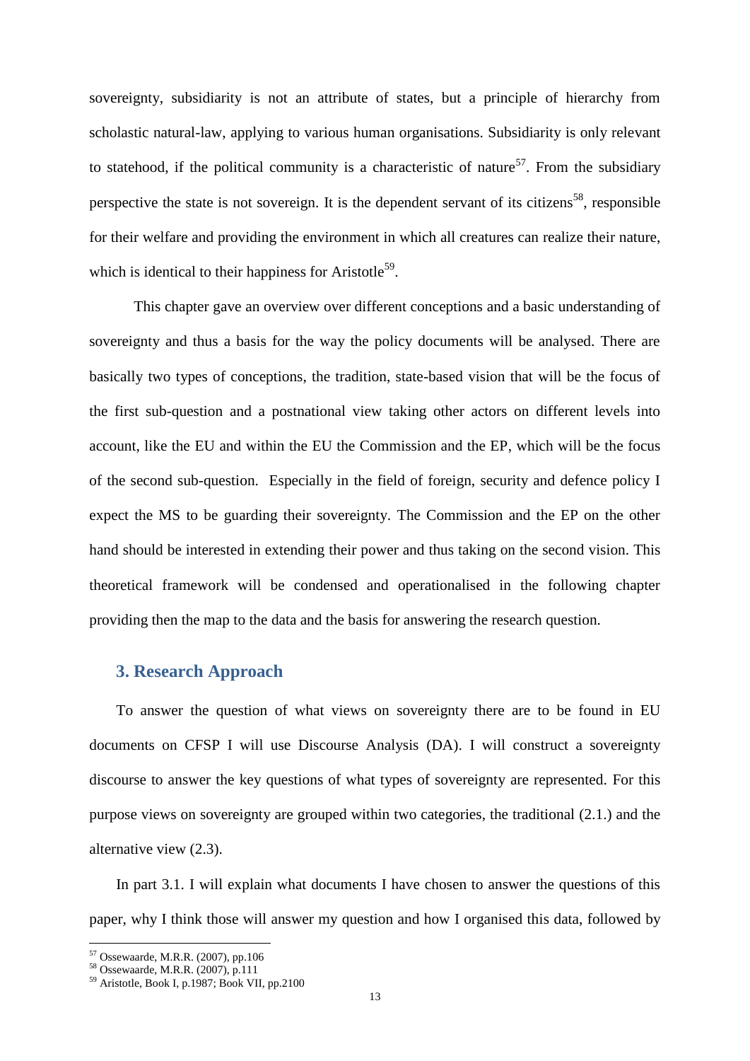sovereignty, subsidiarity is not an attribute of states, but a principle of hierarchy from scholastic natural-law, applying to various human organisations. Subsidiarity is only relevant to statehood, if the political community is a characteristic of nature[57]. From the subsidiary perspective the state is not sovereign. It is the dependent servant of its citizens[58], responsible for their welfare and providing the environment in which all creatures can realize their nature, which is identical to their happiness for Aristotle[59].

This chapter gave an overview over different conceptions and a basic understanding of sovereignty and thus a basis for the way the policy documents will be analysed. There are basically two types of conceptions, the tradition, state-based vision that will be the focus of the first sub-question and a postnational view taking other actors on different levels into account, like the EU and within the EU the Commission and the EP, which will be the focus of the second sub-question. Especially in the field of foreign, security and defence policy I expect the MS to be guarding their sovereignty. The Commission and the EP on the other hand should be interested in extending their power and thus taking on the second vision. This theoretical framework will be condensed and operationalised in the following chapter providing then the map to the data and the basis for answering the research question.

## 3. Research Approach

To answer the question of what views on sovereignty there are to be found in EU documents on CFSP I will use Discourse Analysis (DA). I will construct a sovereignty discourse to answer the key questions of what types of sovereignty are represented. For this purpose views on sovereignty are grouped within two categories, the traditional (2.1.) and the alternative view (2.3).

In part 3.1. I will explain what documents I have chosen to answer the questions of this paper, why I think those will answer my question and how I organised this data, followed by

[57] Ossewaarde, M.R.R. (2007), pp.106
[58] Ossewaarde, M.R.R. (2007), p.111
[59] Aristotle, Book I, p.1987; Book VII, pp.2100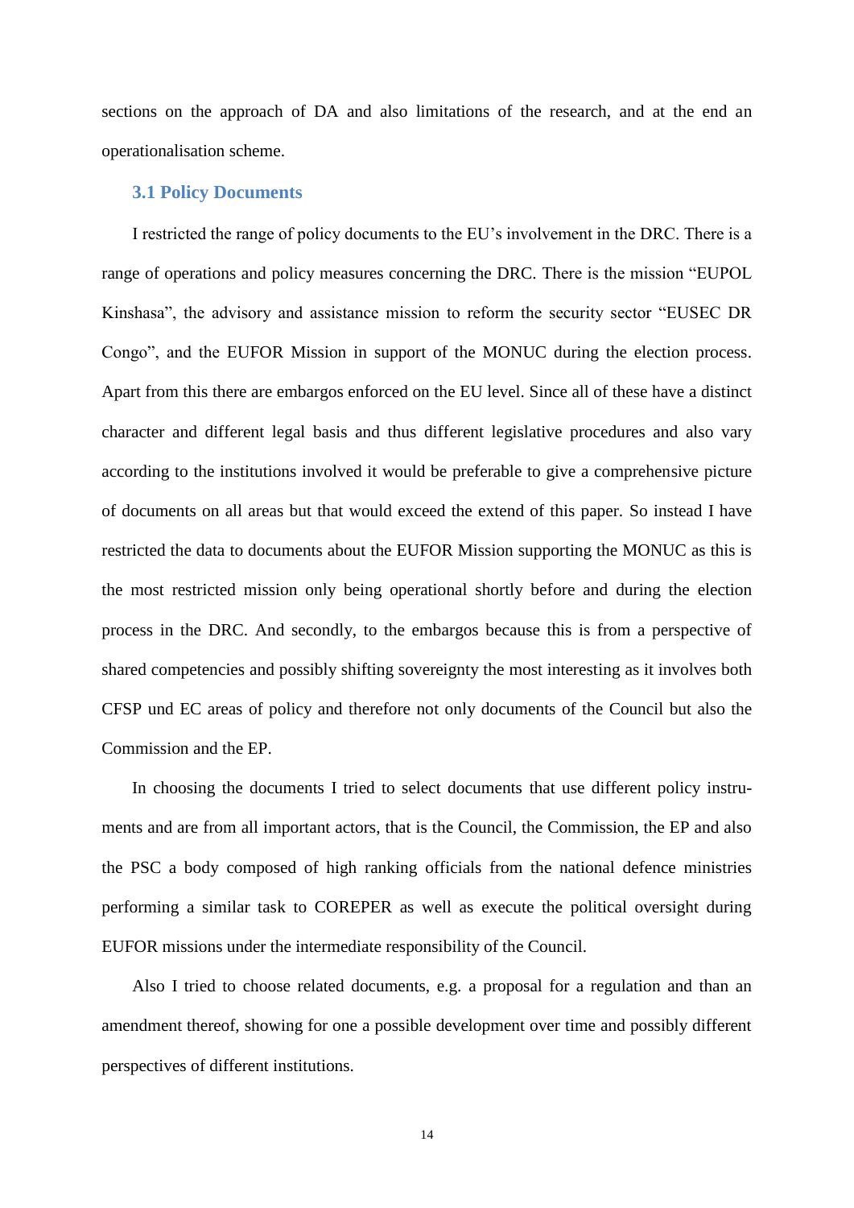sections on the approach of DA and also limitations of the research, and at the end an operationalisation scheme.

## 3.1 Policy Documents

I restricted the range of policy documents to the EU's involvement in the DRC. There is a range of operations and policy measures concerning the DRC. There is the mission "EUPOL Kinshasa", the advisory and assistance mission to reform the security sector "EUSEC DR Congo", and the EUFOR Mission in support of the MONUC during the election process. Apart from this there are embargos enforced on the EU level. Since all of these have a distinct character and different legal basis and thus different legislative procedures and also vary according to the institutions involved it would be preferable to give a comprehensive picture of documents on all areas but that would exceed the extend of this paper. So instead I have restricted the data to documents about the EUFOR Mission supporting the MONUC as this is the most restricted mission only being operational shortly before and during the election process in the DRC. And secondly, to the embargos because this is from a perspective of shared competencies and possibly shifting sovereignty the most interesting as it involves both CFSP und EC areas of policy and therefore not only documents of the Council but also the Commission and the EP.

In choosing the documents I tried to select documents that use different policy instruments and are from all important actors, that is the Council, the Commission, the EP and also the PSC a body composed of high ranking officials from the national defence ministries performing a similar task to COREPER as well as execute the political oversight during EUFOR missions under the intermediate responsibility of the Council.

Also I tried to choose related documents, e.g. a proposal for a regulation and than an amendment thereof, showing for one a possible development over time and possibly different perspectives of different institutions.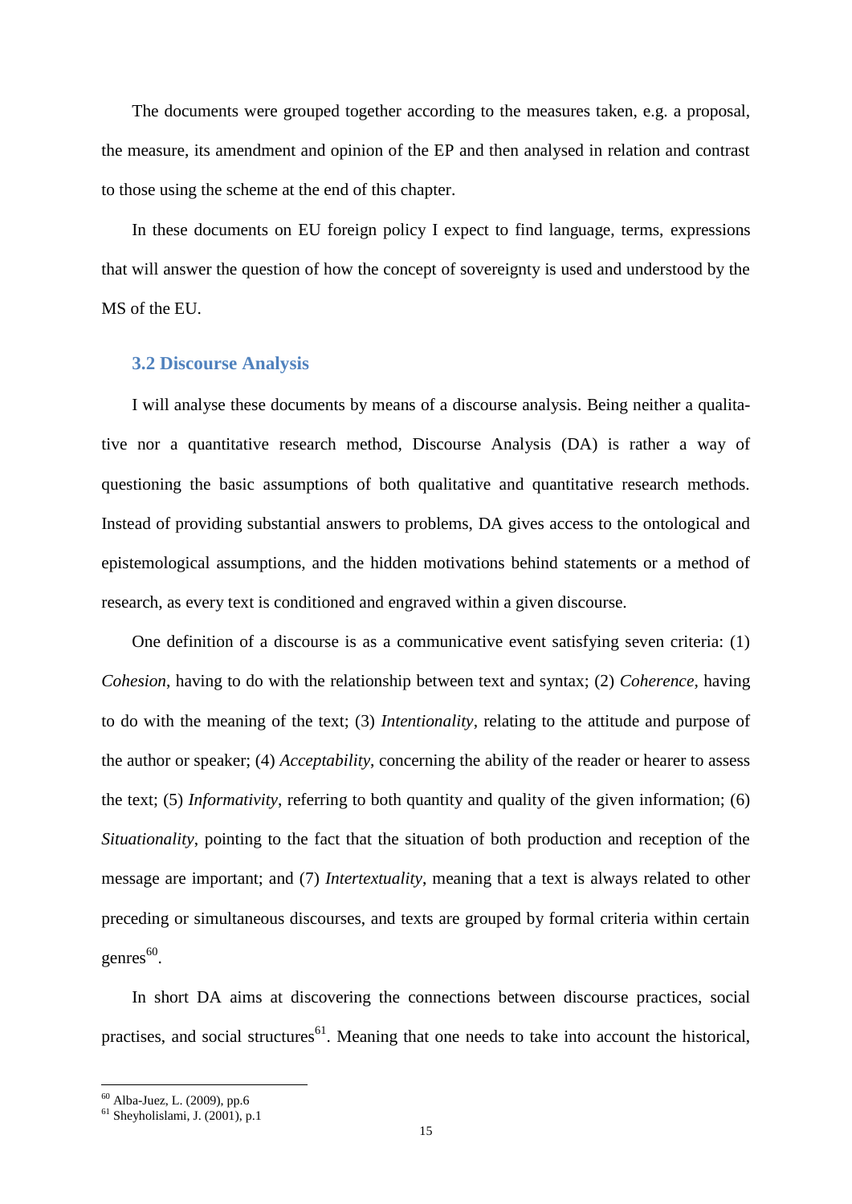The documents were grouped together according to the measures taken, e.g. a proposal, the measure, its amendment and opinion of the EP and then analysed in relation and contrast to those using the scheme at the end of this chapter.

In these documents on EU foreign policy I expect to find language, terms, expressions that will answer the question of how the concept of sovereignty is used and understood by the MS of the EU.

### 3.2 Discourse Analysis

I will analyse these documents by means of a discourse analysis. Being neither a qualitative nor a quantitative research method, Discourse Analysis (DA) is rather a way of questioning the basic assumptions of both qualitative and quantitative research methods. Instead of providing substantial answers to problems, DA gives access to the ontological and epistemological assumptions, and the hidden motivations behind statements or a method of research, as every text is conditioned and engraved within a given discourse.

One definition of a discourse is as a communicative event satisfying seven criteria: (1) *Cohesion*, having to do with the relationship between text and syntax; (2) *Coherence*, having to do with the meaning of the text; (3) *Intentionality*, relating to the attitude and purpose of the author or speaker; (4) *Acceptability*, concerning the ability of the reader or hearer to assess the text; (5) *Informativity*, referring to both quantity and quality of the given information; (6) *Situationality*, pointing to the fact that the situation of both production and reception of the message are important; and (7) *Intertextuality*, meaning that a text is always related to other preceding or simultaneous discourses, and texts are grouped by formal criteria within certain genres[60].

In short DA aims at discovering the connections between discourse practices, social practises, and social structures[61]. Meaning that one needs to take into account the historical,

[60] Alba-Juez, L. (2009), pp.6

[61] Sheyholislami, J. (2001), p.1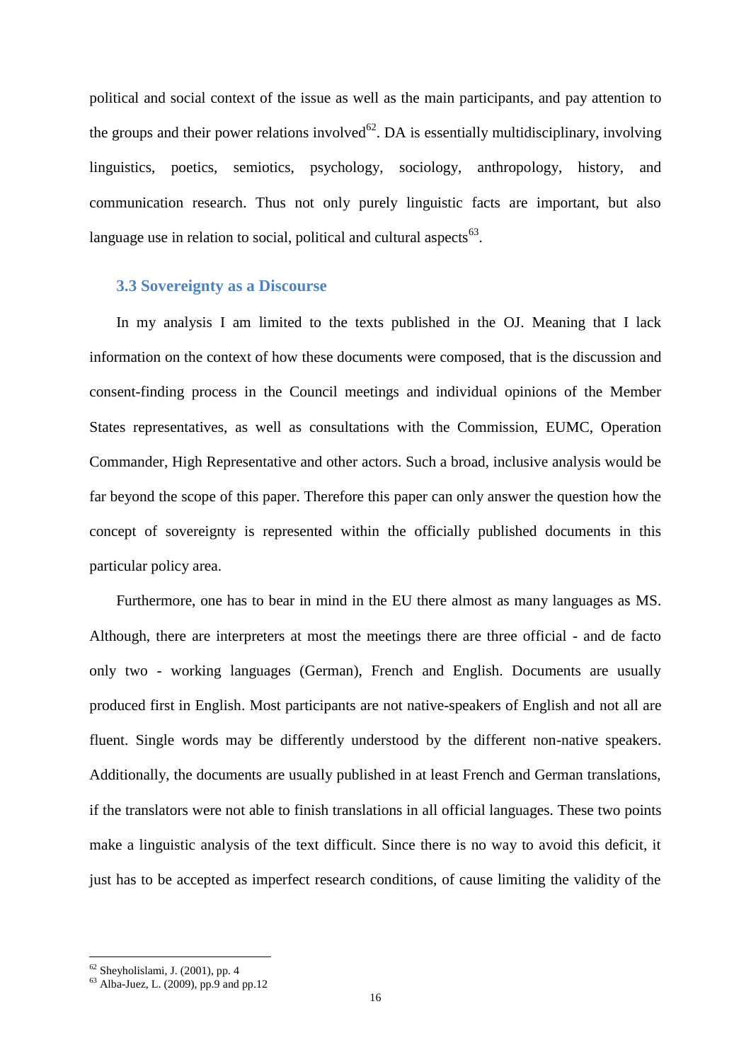political and social context of the issue as well as the main participants, and pay attention to the groups and their power relations involved[62]. DA is essentially multidisciplinary, involving linguistics, poetics, semiotics, psychology, sociology, anthropology, history, and communication research. Thus not only purely linguistic facts are important, but also language use in relation to social, political and cultural aspects[63].

### 3.3 Sovereignty as a Discourse

In my analysis I am limited to the texts published in the OJ. Meaning that I lack information on the context of how these documents were composed, that is the discussion and consent-finding process in the Council meetings and individual opinions of the Member States representatives, as well as consultations with the Commission, EUMC, Operation Commander, High Representative and other actors. Such a broad, inclusive analysis would be far beyond the scope of this paper. Therefore this paper can only answer the question how the concept of sovereignty is represented within the officially published documents in this particular policy area.

Furthermore, one has to bear in mind in the EU there almost as many languages as MS. Although, there are interpreters at most the meetings there are three official - and de facto only two - working languages (German), French and English. Documents are usually produced first in English. Most participants are not native-speakers of English and not all are fluent. Single words may be differently understood by the different non-native speakers. Additionally, the documents are usually published in at least French and German translations, if the translators were not able to finish translations in all official languages. These two points make a linguistic analysis of the text difficult. Since there is no way to avoid this deficit, it just has to be accepted as imperfect research conditions, of cause limiting the validity of the

---

[62] Sheyholislami, J. (2001), pp. 4

[63] Alba-Juez, L. (2009), pp.9 and pp.12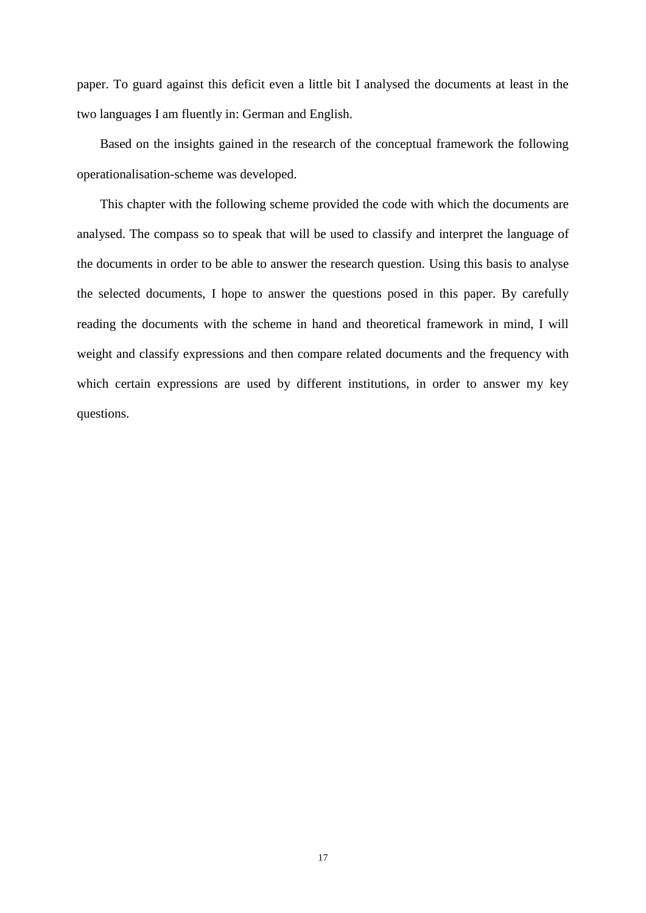paper. To guard against this deficit even a little bit I analysed the documents at least in the two languages I am fluently in: German and English.

Based on the insights gained in the research of the conceptual framework the following operationalisation-scheme was developed.

This chapter with the following scheme provided the code with which the documents are analysed. The compass so to speak that will be used to classify and interpret the language of the documents in order to be able to answer the research question. Using this basis to analyse the selected documents, I hope to answer the questions posed in this paper. By carefully reading the documents with the scheme in hand and theoretical framework in mind, I will weight and classify expressions and then compare related documents and the frequency with which certain expressions are used by different institutions, in order to answer my key questions.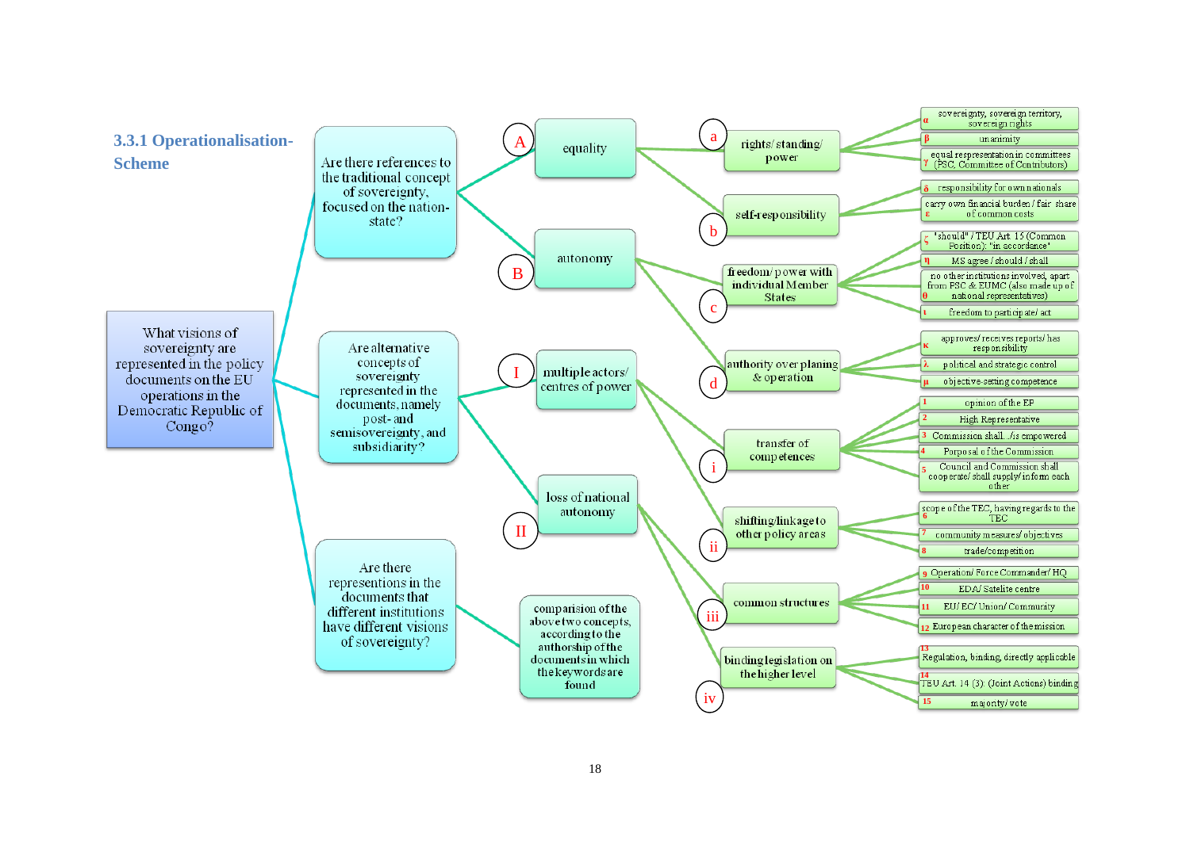### 3.3.1 Operationalisation-Scheme

**What visions of sovereignty are represented in the policy documents on the EU operations in the Democratic Republic of Congo?**

- **Are there references to the traditional concept of sovereignty, focused on the nation-state?**
  - **A** equality
    - **a** rights/ standing/ power
      - α sovereignty, sovereign territory, sovereign rights
      - β unanimity
      - γ equal respresentation in committees (PSC, Committee of Contributors)
    - **b** self-responsibility
      - δ responsibility for own nationals
      - ε carry own financial burden / fair share of common costs
  - **B** autonomy
    - **c** freedom/ power with individual Member States
      - ζ "should" / TEU Art. 15 (Common Position): "in accordance"
      - η MS agree / should / shall
      - θ no other institutions involved, apart from PSC & EUMC (also made up of national representatives)
      - ι freedom to participate/ act
    - **d** authority over planing & operation
      - κ approves/ receives reports/ has responsibility
      - λ political and strategic control
      - μ objective-setting competence
- **Are alternative concepts of sovereignty represented in the documents, namely post- and semisovereignty, and subsidiarity?**
  - **I** multiple actors/ centres of power
    - **i** transfer of competences
      - 1 opinion of the EP
      - 2 High Representative
      - 3 Commission shall.../is empowered
      - 4 Porposal of the Commission
      - 5 Council and Commission shall cooperate/ shall supply/ inform each other
    - **ii** shifting/linkage to other policy areas
      - 6 scope of the TEC, having regards to the TEC
      - 7 community measures/ objectives
      - 8 trade/competition
  - **II** loss of national autonomy
    - **iii** common structures
      - 9 Operation/ Force Commander/ HQ
      - 10 EDA/ Satelite centre
      - 11 EU/ EC/ Union/ Community
      - 12 European character of the mission
    - **iv** binding legislation on the higher level
      - 13 Regulation, binding, directly applicable
      - 14 TEU Art. 14 (3): (Joint Actions) binding
      - 15 majority/ vote
- **Are there representions in the documents that different institutions have different visions of sovereignty?**
  - comparision of the above two concepts, according to the authorship of the documents in which the keywords are found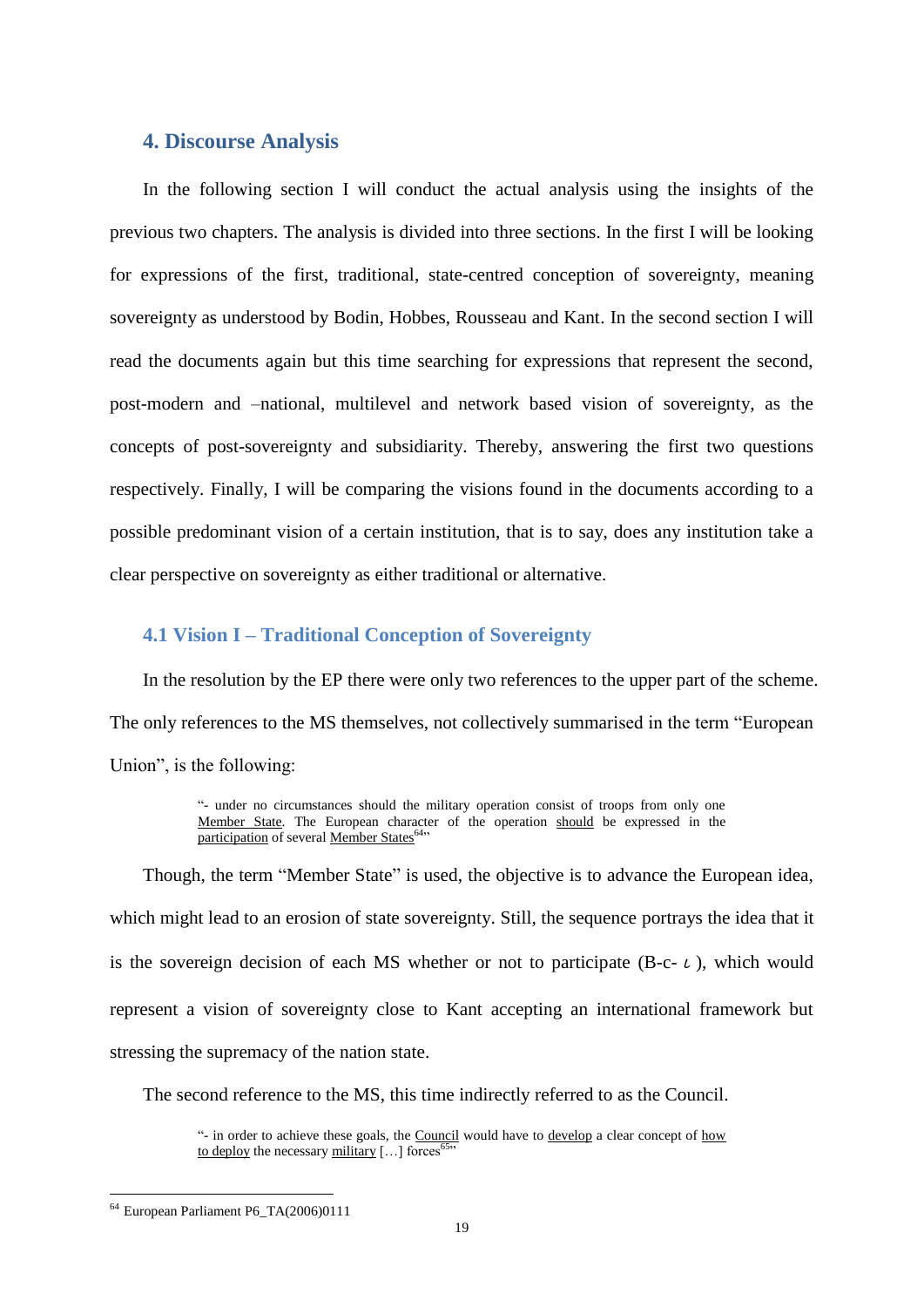## 4. Discourse Analysis

In the following section I will conduct the actual analysis using the insights of the previous two chapters. The analysis is divided into three sections. In the first I will be looking for expressions of the first, traditional, state-centred conception of sovereignty, meaning sovereignty as understood by Bodin, Hobbes, Rousseau and Kant. In the second section I will read the documents again but this time searching for expressions that represent the second, post-modern and –national, multilevel and network based vision of sovereignty, as the concepts of post-sovereignty and subsidiarity. Thereby, answering the first two questions respectively. Finally, I will be comparing the visions found in the documents according to a possible predominant vision of a certain institution, that is to say, does any institution take a clear perspective on sovereignty as either traditional or alternative.

### 4.1 Vision I – Traditional Conception of Sovereignty

In the resolution by the EP there were only two references to the upper part of the scheme. The only references to the MS themselves, not collectively summarised in the term "European Union", is the following:

> "- under no circumstances should the military operation consist of troops from only one <u>Member State</u>. The European character of the operation <u>should</u> be expressed in the <u>participation</u> of several <u>Member States</u>[64]"

Though, the term "Member State" is used, the objective is to advance the European idea, which might lead to an erosion of state sovereignty. Still, the sequence portrays the idea that it is the sovereign decision of each MS whether or not to participate (B-c- $\iota$ ), which would represent a vision of sovereignty close to Kant accepting an international framework but stressing the supremacy of the nation state.

The second reference to the MS, this time indirectly referred to as the Council.

> "- in order to achieve these goals, the <u>Council</u> would have to <u>develop</u> a clear concept of <u>how to deploy</u> the necessary <u>military</u> […] forces[65]"

[64] European Parliament P6_TA(2006)0111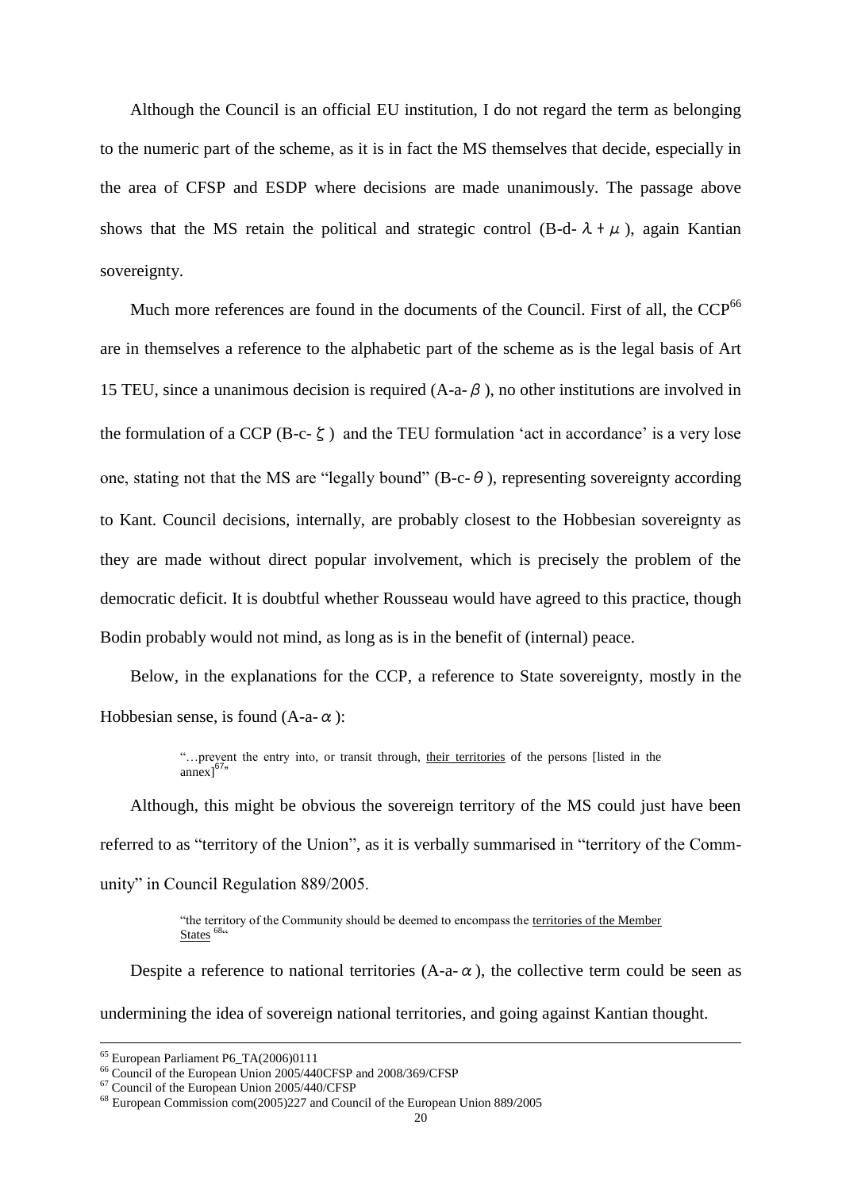Although the Council is an official EU institution, I do not regard the term as belonging to the numeric part of the scheme, as it is in fact the MS themselves that decide, especially in the area of CFSP and ESDP where decisions are made unanimously. The passage above shows that the MS retain the political and strategic control (B-d- $\lambda + \mu$ ), again Kantian sovereignty.

Much more references are found in the documents of the Council. First of all, the CCP[66] are in themselves a reference to the alphabetic part of the scheme as is the legal basis of Art 15 TEU, since a unanimous decision is required (A-a- $\beta$ ), no other institutions are involved in the formulation of a CCP (B-c- $\zeta$ ) and the TEU formulation 'act in accordance' is a very lose one, stating not that the MS are "legally bound" (B-c- $\theta$ ), representing sovereignty according to Kant. Council decisions, internally, are probably closest to the Hobbesian sovereignty as they are made without direct popular involvement, which is precisely the problem of the democratic deficit. It is doubtful whether Rousseau would have agreed to this practice, though Bodin probably would not mind, as long as is in the benefit of (internal) peace.

Below, in the explanations for the CCP, a reference to State sovereignty, mostly in the Hobbesian sense, is found (A-a- $\alpha$ ):

> "…prevent the entry into, or transit through, their territories of the persons [listed in the annex][67]"

Although, this might be obvious the sovereign territory of the MS could just have been referred to as "territory of the Union", as it is verbally summarised in "territory of the Community" in Council Regulation 889/2005.

> "the territory of the Community should be deemed to encompass the territories of the Member States [68]"

Despite a reference to national territories (A-a- $\alpha$ ), the collective term could be seen as undermining the idea of sovereign national territories, and going against Kantian thought.

---

[65] European Parliament P6_TA(2006)0111

[66] Council of the European Union 2005/440CFSP and 2008/369/CFSP

[67] Council of the European Union 2005/440/CFSP

[68] European Commission com(2005)227 and Council of the European Union 889/2005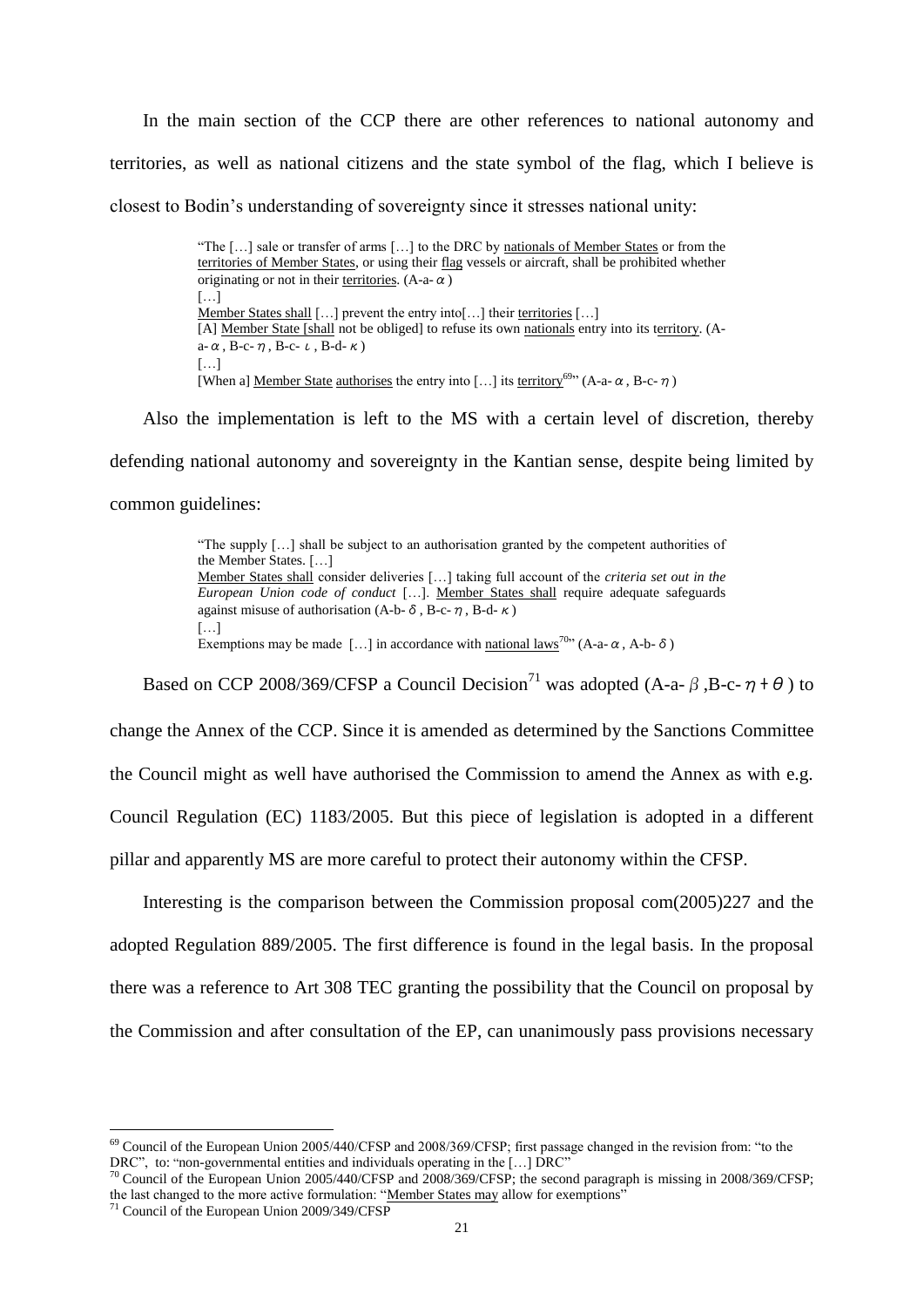In the main section of the CCP there are other references to national autonomy and territories, as well as national citizens and the state symbol of the flag, which I believe is closest to Bodin's understanding of sovereignty since it stresses national unity:

> "The […] sale or transfer of arms […] to the DRC by <u>nationals of Member States</u> or from the <u>territories of Member States</u>, or using their <u>flag</u> vessels or aircraft, shall be prohibited whether originating or not in their <u>territories</u>. (A-a- $\alpha$ )
> […]
> <u>Member States shall</u> […] prevent the entry into[…] their <u>territories</u> […]
> [A] <u>Member State [shall</u> not be obliged] to refuse its own <u>nationals</u> entry into its <u>territory</u>. (A-a- $\alpha$ , B-c- $\eta$ , B-c- $\iota$ , B-d- $\kappa$ )
> […]
> [When a] <u>Member State authorises</u> the entry into […] its <u>territory</u>[69]" (A-a- $\alpha$ , B-c- $\eta$ )

Also the implementation is left to the MS with a certain level of discretion, thereby defending national autonomy and sovereignty in the Kantian sense, despite being limited by common guidelines:

> "The supply […] shall be subject to an authorisation granted by the competent authorities of the Member States. […]
> <u>Member States shall</u> consider deliveries […] taking full account of the *criteria set out in the European Union code of conduct* […]. <u>Member States shall</u> require adequate safeguards against misuse of authorisation (A-b- $\delta$ , B-c- $\eta$ , B-d- $\kappa$ )
> […]
> Exemptions may be made […] in accordance with <u>national laws</u>[70]" (A-a- $\alpha$ , A-b- $\delta$ )

Based on CCP 2008/369/CFSP a Council Decision[71] was adopted (A-a- $\beta$ ,B-c- $\eta+\theta$ ) to change the Annex of the CCP. Since it is amended as determined by the Sanctions Committee the Council might as well have authorised the Commission to amend the Annex as with e.g. Council Regulation (EC) 1183/2005. But this piece of legislation is adopted in a different pillar and apparently MS are more careful to protect their autonomy within the CFSP.

Interesting is the comparison between the Commission proposal com(2005)227 and the adopted Regulation 889/2005. The first difference is found in the legal basis. In the proposal there was a reference to Art 308 TEC granting the possibility that the Council on proposal by the Commission and after consultation of the EP, can unanimously pass provisions necessary

---

[69] Council of the European Union 2005/440/CFSP and 2008/369/CFSP; first passage changed in the revision from: "to the DRC", to: "non-governmental entities and individuals operating in the […] DRC"

[70] Council of the European Union 2005/440/CFSP and 2008/369/CFSP; the second paragraph is missing in 2008/369/CFSP; the last changed to the more active formulation: "<u>Member States may</u> allow for exemptions"

[71] Council of the European Union 2009/349/CFSP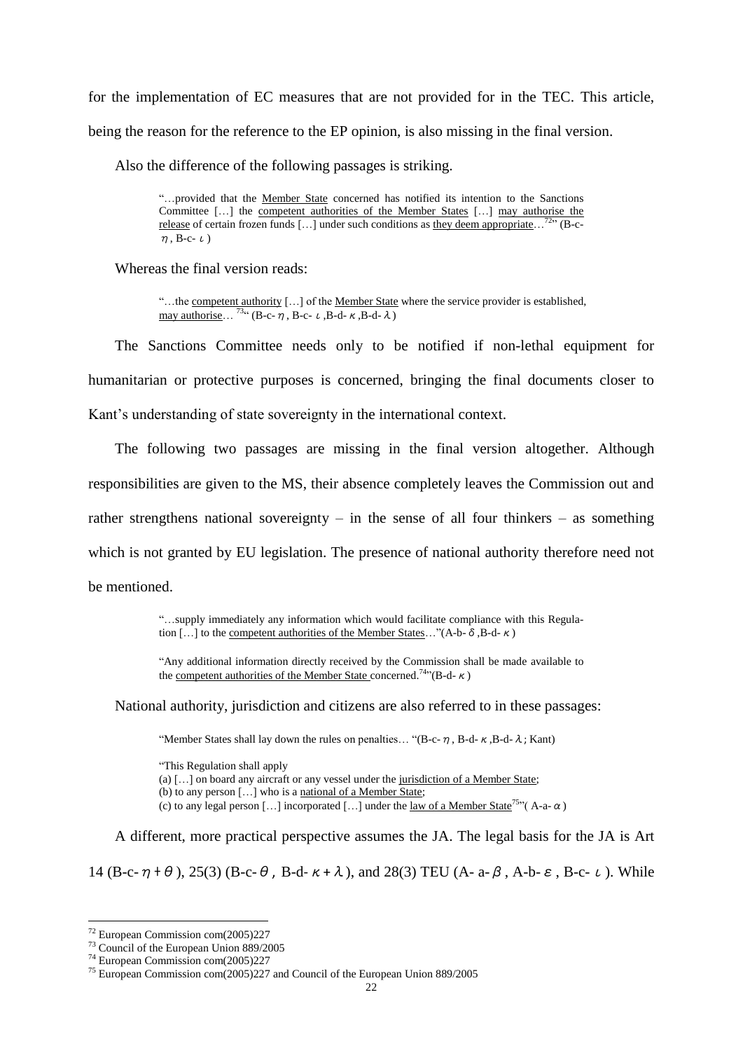for the implementation of EC measures that are not provided for in the TEC. This article, being the reason for the reference to the EP opinion, is also missing in the final version.

Also the difference of the following passages is striking.

> "…provided that the Member State concerned has notified its intention to the Sanctions Committee […] the competent authorities of the Member States […] may authorise the release of certain frozen funds […] under such conditions as they deem appropriate…[72]" (B-c-η, B-c-ι)

Whereas the final version reads:

> "…the competent authority […] of the Member State where the service provider is established, may authorise… [73]" (B-c-η, B-c-ι, B-d-κ, B-d-λ)

The Sanctions Committee needs only to be notified if non-lethal equipment for humanitarian or protective purposes is concerned, bringing the final documents closer to Kant's understanding of state sovereignty in the international context.

The following two passages are missing in the final version altogether. Although responsibilities are given to the MS, their absence completely leaves the Commission out and rather strengthens national sovereignty – in the sense of all four thinkers – as something which is not granted by EU legislation. The presence of national authority therefore need not be mentioned.

> "…supply immediately any information which would facilitate compliance with this Regulation […] to the competent authorities of the Member States…"(A-b-δ, B-d-κ)
>
> "Any additional information directly received by the Commission shall be made available to the competent authorities of the Member State concerned.[74]"(B-d-κ)

National authority, jurisdiction and citizens are also referred to in these passages:

> "Member States shall lay down the rules on penalties… "(B-c-η, B-d-κ, B-d-λ; Kant)
>
> "This Regulation shall apply
> (a) […] on board any aircraft or any vessel under the jurisdiction of a Member State;
> (b) to any person […] who is a national of a Member State;
> (c) to any legal person […] incorporated […] under the law of a Member State[75]"( A-a-α)

A different, more practical perspective assumes the JA. The legal basis for the JA is Art 14 (B-c-η + θ), 25(3) (B-c-θ, B-d-κ + λ), and 28(3) TEU (A- a-β, A-b-ε, B-c-ι). While

[72] European Commission com(2005)227
[73] Council of the European Union 889/2005
[74] European Commission com(2005)227
[75] European Commission com(2005)227 and Council of the European Union 889/2005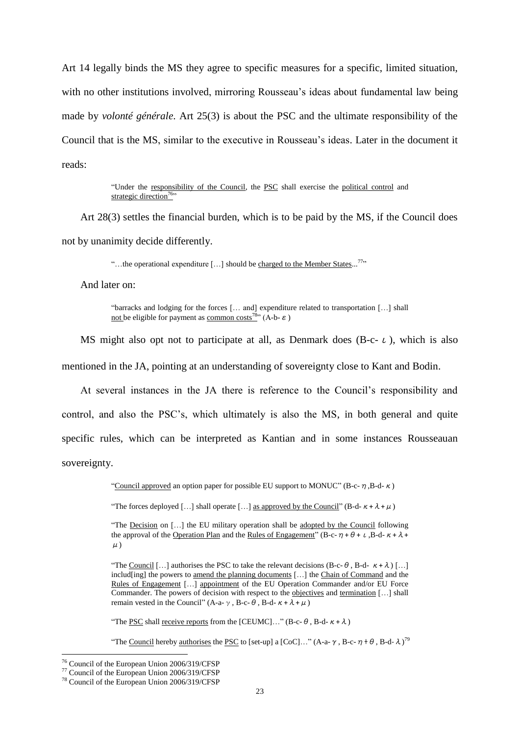Art 14 legally binds the MS they agree to specific measures for a specific, limited situation, with no other institutions involved, mirroring Rousseau's ideas about fundamental law being made by *volonté générale*. Art 25(3) is about the PSC and the ultimate responsibility of the Council that is the MS, similar to the executive in Rousseau's ideas. Later in the document it reads:

> "Under the responsibility of the Council, the PSC shall exercise the political control and strategic direction[76]"

Art 28(3) settles the financial burden, which is to be paid by the MS, if the Council does not by unanimity decide differently.

> "…the operational expenditure […] should be charged to the Member States...[77]"

And later on:

> "barracks and lodging for the forces [… and] expenditure related to transportation […] shall not be eligible for payment as common costs[78]" (A-b- $\varepsilon$ )

MS might also opt not to participate at all, as Denmark does (B-c- $\iota$ ), which is also mentioned in the JA, pointing at an understanding of sovereignty close to Kant and Bodin.

At several instances in the JA there is reference to the Council's responsibility and control, and also the PSC's, which ultimately is also the MS, in both general and quite specific rules, which can be interpreted as Kantian and in some instances Rousseauan sovereignty.

> "Council approved an option paper for possible EU support to MONUC" (B-c- $\eta$ ,B-d- $\kappa$ )
>
> "The forces deployed […] shall operate […] as approved by the Council" (B-d- $\kappa + \lambda + \mu$ )
>
> "The Decision on […] the EU military operation shall be adopted by the Council following the approval of the Operation Plan and the Rules of Engagement" (B-c- $\eta + \theta + \iota$ ,B-d- $\kappa + \lambda + \mu$ )
>
> "The Council […] authorises the PSC to take the relevant decisions (B-c- $\theta$ , B-d- $\kappa + \lambda$ ) […] includ[ing] the powers to amend the planning documents […] the Chain of Command and the Rules of Engagement […] appointment of the EU Operation Commander and/or EU Force Commander. The powers of decision with respect to the objectives and termination […] shall remain vested in the Council" (A-a- $\gamma$ , B-c- $\theta$ , B-d- $\kappa + \lambda + \mu$ )
>
> "The PSC shall receive reports from the [CEUMC]…" (B-c- $\theta$ , B-d- $\kappa + \lambda$ )
>
> "The Council hereby authorises the PSC to [set-up] a [CoC]…" (A-a- $\gamma$ , B-c- $\eta + \theta$ , B-d- $\lambda$ )[79]

---

[76] Council of the European Union 2006/319/CFSP
[77] Council of the European Union 2006/319/CFSP
[78] Council of the European Union 2006/319/CFSP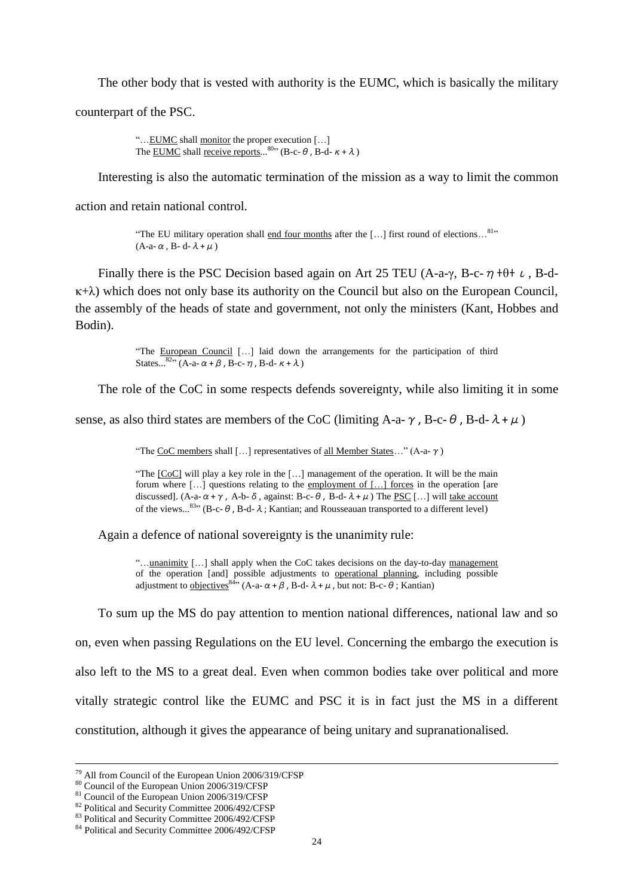The other body that is vested with authority is the EUMC, which is basically the military counterpart of the PSC.

> "…<u>EUMC</u> shall <u>monitor</u> the proper execution […]
> The <u>EUMC</u> shall <u>receive reports</u>...[80]" (B-c- $\theta$ , B-d- $\kappa + \lambda$ )

Interesting is also the automatic termination of the mission as a way to limit the common action and retain national control.

> "The EU military operation shall <u>end four months</u> after the […] first round of elections…[81]" (A-a- $\alpha$ , B- d- $\lambda + \mu$ )

Finally there is the PSC Decision based again on Art 25 TEU (A-a-$\gamma$, B-c- $\eta + \theta + \iota$ , B-d-$\kappa+\lambda$) which does not only base its authority on the Council but also on the European Council, the assembly of the heads of state and government, not only the ministers (Kant, Hobbes and Bodin).

> "The <u>European Council</u> […] laid down the arrangements for the participation of third States...[82]" (A-a- $\alpha + \beta$ , B-c- $\eta$ , B-d- $\kappa + \lambda$ )

The role of the CoC in some respects defends sovereignty, while also limiting it in some sense, as also third states are members of the CoC (limiting A-a- $\gamma$ , B-c- $\theta$ , B-d- $\lambda + \mu$ )

> "The <u>CoC members</u> shall […] representatives of <u>all Member States</u>…" (A-a- $\gamma$ )
>
> "The <u>[CoC]</u> will play a key role in the […] management of the operation. It will be the main forum where […] questions relating to the <u>employment of […] forces</u> in the operation [are discussed]. (A-a- $\alpha + \gamma$ , A-b- $\delta$ , against: B-c- $\theta$ , B-d- $\lambda + \mu$ ) The <u>PSC</u> […] will <u>take account</u> of the views...[83]" (B-c- $\theta$ , B-d- $\lambda$ ; Kantian; and Rousseauan transported to a different level)

Again a defence of national sovereignty is the unanimity rule:

> "…<u>unanimity</u> […] shall apply when the CoC takes decisions on the day-to-day <u>management</u> of the operation [and] possible adjustments to <u>operational planning</u>, including possible adjustment to <u>objectives</u>[84]" (A-a- $\alpha + \beta$ , B-d- $\lambda + \mu$ , but not: B-c- $\theta$ ; Kantian)

To sum up the MS do pay attention to mention national differences, national law and so on, even when passing Regulations on the EU level. Concerning the embargo the execution is also left to the MS to a great deal. Even when common bodies take over political and more vitally strategic control like the EUMC and PSC it is in fact just the MS in a different constitution, although it gives the appearance of being unitary and supranationalised.

---

[79] All from Council of the European Union 2006/319/CFSP
[80] Council of the European Union 2006/319/CFSP
[81] Council of the European Union 2006/319/CFSP
[82] Political and Security Committee 2006/492/CFSP
[83] Political and Security Committee 2006/492/CFSP
[84] Political and Security Committee 2006/492/CFSP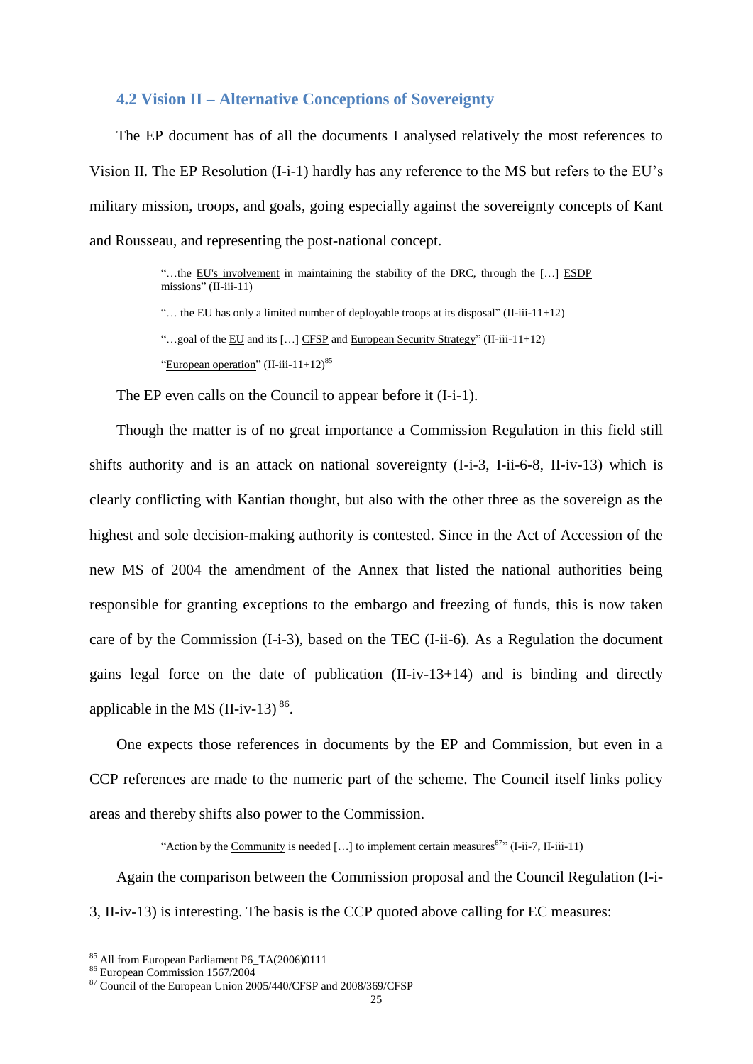### 4.2 Vision II – Alternative Conceptions of Sovereignty

The EP document has of all the documents I analysed relatively the most references to Vision II. The EP Resolution (I-i-1) hardly has any reference to the MS but refers to the EU's military mission, troops, and goals, going especially against the sovereignty concepts of Kant and Rousseau, and representing the post-national concept.

> "…the <u>EU's involvement</u> in maintaining the stability of the DRC, through the […] <u>ESDP missions</u>" (II-iii-11)
>
> "… the <u>EU</u> has only a limited number of deployable <u>troops at its disposal</u>" (II-iii-11+12)
>
> "…goal of the <u>EU</u> and its […] <u>CFSP</u> and <u>European Security Strategy</u>" (II-iii-11+12)
>
> "<u>European operation</u>" (II-iii-11+12)[85]

The EP even calls on the Council to appear before it (I-i-1).

Though the matter is of no great importance a Commission Regulation in this field still shifts authority and is an attack on national sovereignty (I-i-3, I-ii-6-8, II-iv-13) which is clearly conflicting with Kantian thought, but also with the other three as the sovereign as the highest and sole decision-making authority is contested. Since in the Act of Accession of the new MS of 2004 the amendment of the Annex that listed the national authorities being responsible for granting exceptions to the embargo and freezing of funds, this is now taken care of by the Commission (I-i-3), based on the TEC (I-ii-6). As a Regulation the document gains legal force on the date of publication (II-iv-13+14) and is binding and directly applicable in the MS (II-iv-13) [86].

One expects those references in documents by the EP and Commission, but even in a CCP references are made to the numeric part of the scheme. The Council itself links policy areas and thereby shifts also power to the Commission.

> "Action by the <u>Community</u> is needed […] to implement certain measures[87]" (I-ii-7, II-iii-11)

Again the comparison between the Commission proposal and the Council Regulation (I-i-3, II-iv-13) is interesting. The basis is the CCP quoted above calling for EC measures:

---

[85] All from European Parliament P6_TA(2006)0111

[86] European Commission 1567/2004

[87] Council of the European Union 2005/440/CFSP and 2008/369/CFSP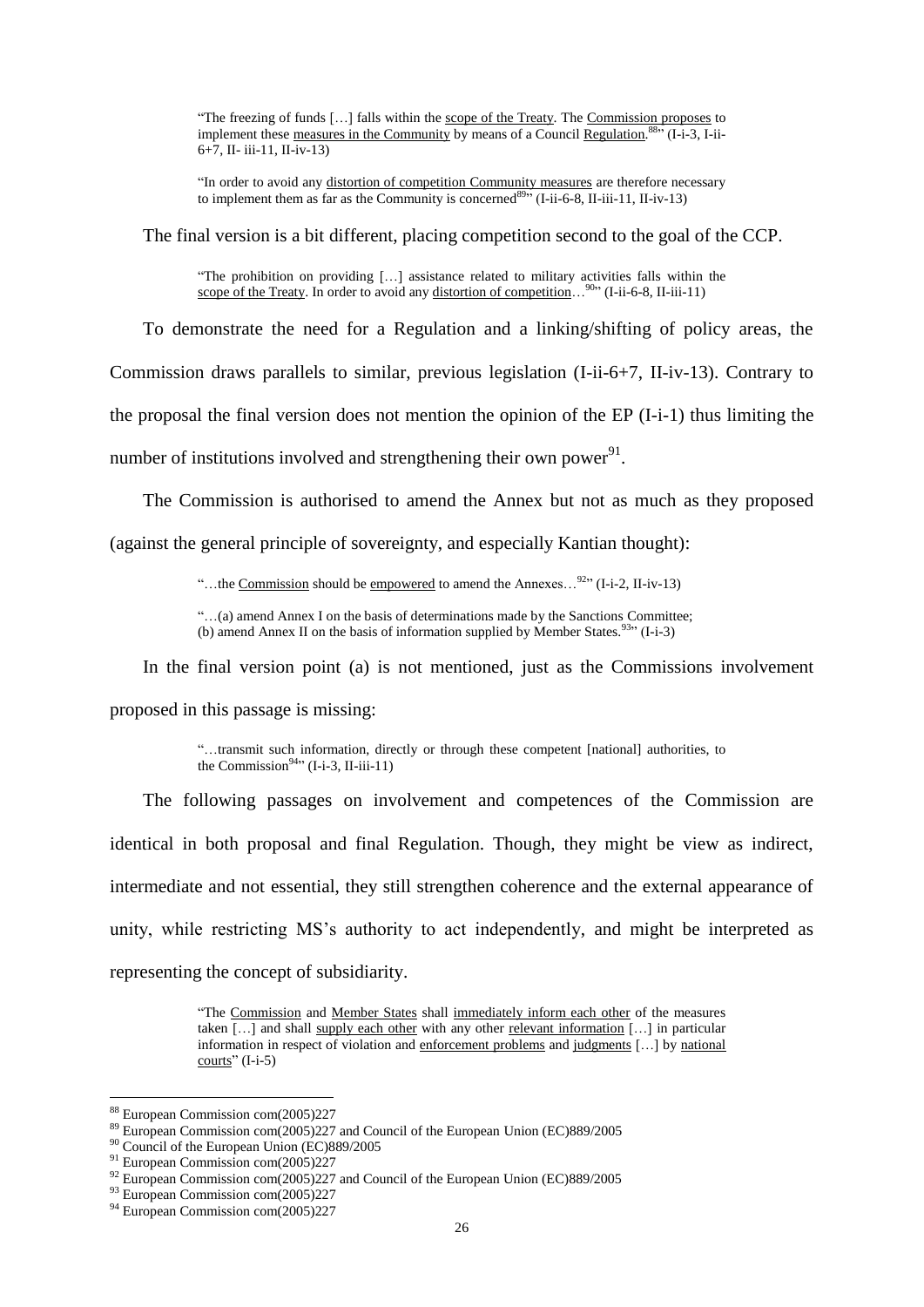> "The freezing of funds […] falls within the scope of the Treaty. The Commission proposes to implement these measures in the Community by means of a Council Regulation.[88]" (I-i-3, I-ii-6+7, II- iii-11, II-iv-13)

> "In order to avoid any distortion of competition Community measures are therefore necessary to implement them as far as the Community is concerned[89]" (I-ii-6-8, II-iii-11, II-iv-13)

The final version is a bit different, placing competition second to the goal of the CCP.

> "The prohibition on providing […] assistance related to military activities falls within the scope of the Treaty. In order to avoid any distortion of competition…[90]" (I-ii-6-8, II-iii-11)

To demonstrate the need for a Regulation and a linking/shifting of policy areas, the Commission draws parallels to similar, previous legislation (I-ii-6+7, II-iv-13). Contrary to the proposal the final version does not mention the opinion of the EP (I-i-1) thus limiting the number of institutions involved and strengthening their own power[91].

The Commission is authorised to amend the Annex but not as much as they proposed (against the general principle of sovereignty, and especially Kantian thought):

> "…the Commission should be empowered to amend the Annexes…[92]" (I-i-2, II-iv-13)

> "…(a) amend Annex I on the basis of determinations made by the Sanctions Committee; (b) amend Annex II on the basis of information supplied by Member States.[93]" (I-i-3)

In the final version point (a) is not mentioned, just as the Commissions involvement proposed in this passage is missing:

> "…transmit such information, directly or through these competent [national] authorities, to the Commission[94]" (I-i-3, II-iii-11)

The following passages on involvement and competences of the Commission are identical in both proposal and final Regulation. Though, they might be view as indirect, intermediate and not essential, they still strengthen coherence and the external appearance of unity, while restricting MS's authority to act independently, and might be interpreted as representing the concept of subsidiarity.

> "The Commission and Member States shall immediately inform each other of the measures taken […] and shall supply each other with any other relevant information […] in particular information in respect of violation and enforcement problems and judgments […] by national courts" (I-i-5)

---

[88] European Commission com(2005)227

[89] European Commission com(2005)227 and Council of the European Union (EC)889/2005

[90] Council of the European Union (EC)889/2005

[91] European Commission com(2005)227

[92] European Commission com(2005)227 and Council of the European Union (EC)889/2005

[93] European Commission com(2005)227

[94] European Commission com(2005)227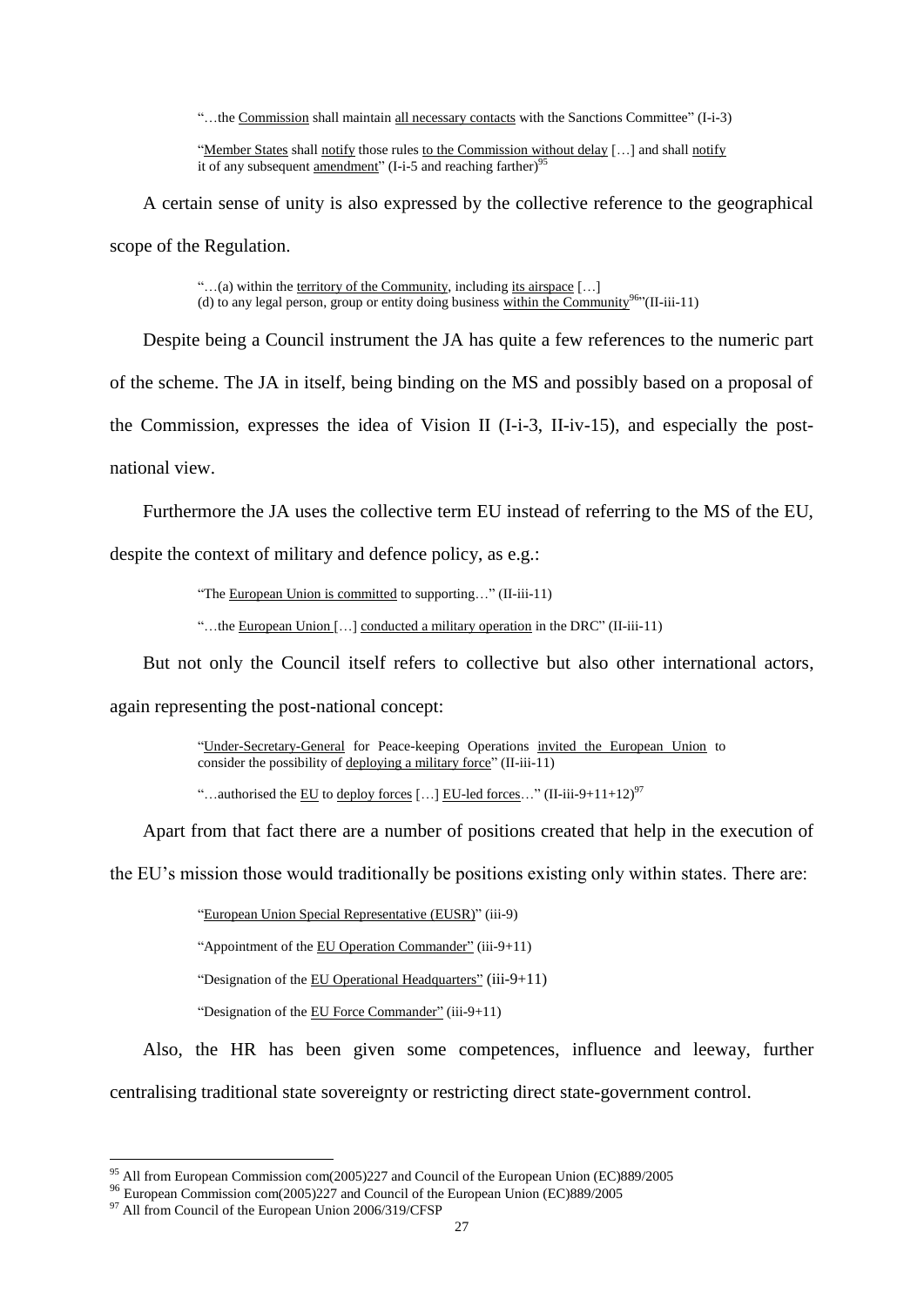> "…the Commission shall maintain all necessary contacts with the Sanctions Committee" (I-i-3)
>
> "Member States shall notify those rules to the Commission without delay […] and shall notify it of any subsequent amendment" (I-i-5 and reaching farther)[95]

A certain sense of unity is also expressed by the collective reference to the geographical scope of the Regulation.

> "…(a) within the territory of the Community, including its airspace […]
> (d) to any legal person, group or entity doing business within the Community[96]"(II-iii-11)

Despite being a Council instrument the JA has quite a few references to the numeric part of the scheme. The JA in itself, being binding on the MS and possibly based on a proposal of the Commission, expresses the idea of Vision II (I-i-3, II-iv-15), and especially the post-national view.

Furthermore the JA uses the collective term EU instead of referring to the MS of the EU, despite the context of military and defence policy, as e.g.:

> "The European Union is committed to supporting…" (II-iii-11)
>
> "…the European Union […] conducted a military operation in the DRC" (II-iii-11)

But not only the Council itself refers to collective but also other international actors, again representing the post-national concept:

> "Under-Secretary-General for Peace-keeping Operations invited the European Union to consider the possibility of deploying a military force" (II-iii-11)
>
> "…authorised the EU to deploy forces […] EU-led forces…" (II-iii-9+11+12)[97]

Apart from that fact there are a number of positions created that help in the execution of the EU's mission those would traditionally be positions existing only within states. There are:

> "European Union Special Representative (EUSR)" (iii-9)
>
> "Appointment of the EU Operation Commander" (iii-9+11)
>
> "Designation of the EU Operational Headquarters" (iii-9+11)
>
> "Designation of the EU Force Commander" (iii-9+11)

Also, the HR has been given some competences, influence and leeway, further centralising traditional state sovereignty or restricting direct state-government control.

---

[95] All from European Commission com(2005)227 and Council of the European Union (EC)889/2005

[96] European Commission com(2005)227 and Council of the European Union (EC)889/2005

[97] All from Council of the European Union 2006/319/CFSP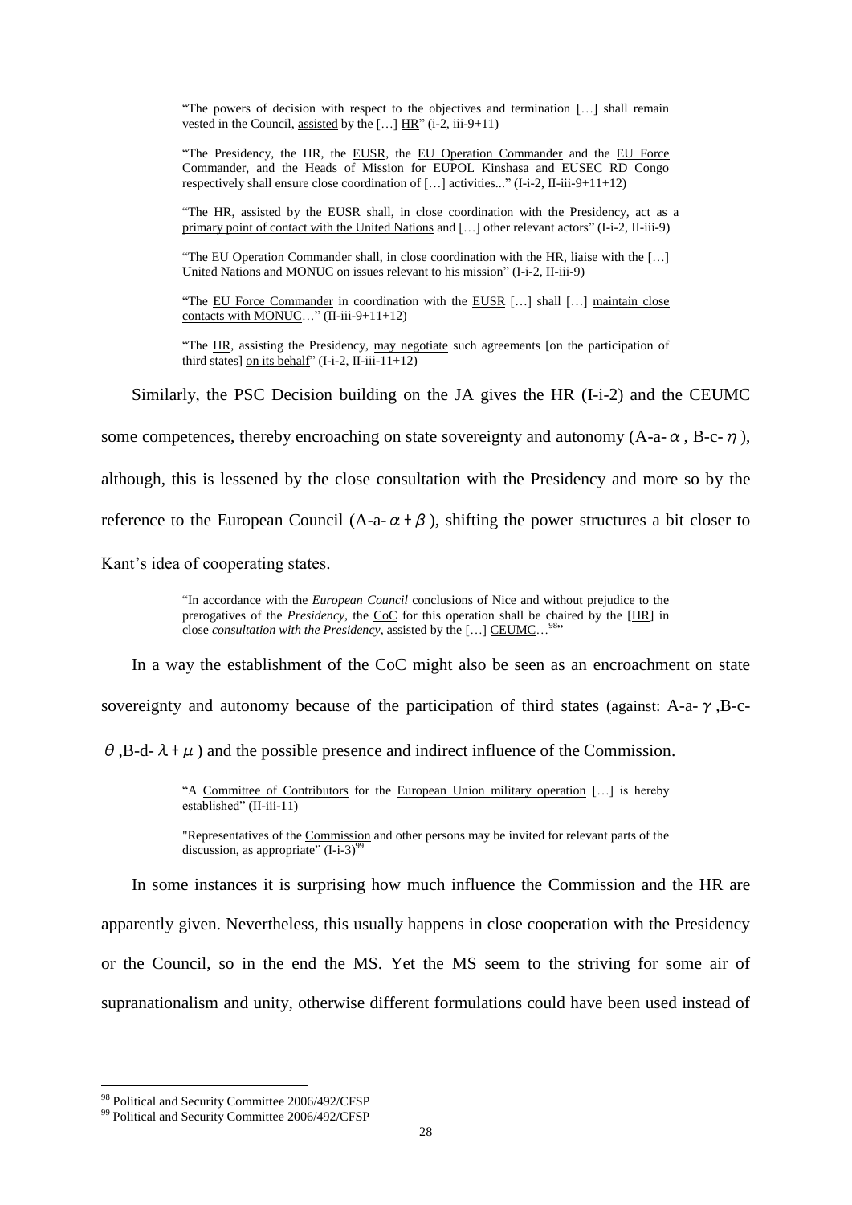> "The powers of decision with respect to the objectives and termination […] shall remain vested in the Council, assisted by the […] HR" (i-2, iii-9+11)
>
> "The Presidency, the HR, the EUSR, the EU Operation Commander and the EU Force Commander, and the Heads of Mission for EUPOL Kinshasa and EUSEC RD Congo respectively shall ensure close coordination of […] activities..." (I-i-2, II-iii-9+11+12)
>
> "The HR, assisted by the EUSR shall, in close coordination with the Presidency, act as a primary point of contact with the United Nations and […] other relevant actors" (I-i-2, II-iii-9)
>
> "The EU Operation Commander shall, in close coordination with the HR, liaise with the […] United Nations and MONUC on issues relevant to his mission" (I-i-2, II-iii-9)
>
> "The EU Force Commander in coordination with the EUSR […] shall […] maintain close contacts with MONUC…" (II-iii-9+11+12)
>
> "The HR, assisting the Presidency, may negotiate such agreements [on the participation of third states] on its behalf" (I-i-2, II-iii-11+12)

Similarly, the PSC Decision building on the JA gives the HR (I-i-2) and the CEUMC some competences, thereby encroaching on state sovereignty and autonomy (A-a-$\alpha$, B-c-$\eta$), although, this is lessened by the close consultation with the Presidency and more so by the reference to the European Council (A-a-$\alpha+\beta$), shifting the power structures a bit closer to Kant's idea of cooperating states.

> "In accordance with the *European Council* conclusions of Nice and without prejudice to the prerogatives of the *Presidency*, the CoC for this operation shall be chaired by the [HR] in close *consultation with the Presidency*, assisted by the […] CEUMC…[98]"

In a way the establishment of the CoC might also be seen as an encroachment on state sovereignty and autonomy because of the participation of third states (against: A-a-$\gamma$,B-c-$\theta$,B-d-$\lambda+\mu$) and the possible presence and indirect influence of the Commission.

> "A Committee of Contributors for the European Union military operation […] is hereby established" (II-iii-11)
>
> "Representatives of the Commission and other persons may be invited for relevant parts of the discussion, as appropriate" (I-i-3)[99]

In some instances it is surprising how much influence the Commission and the HR are apparently given. Nevertheless, this usually happens in close cooperation with the Presidency or the Council, so in the end the MS. Yet the MS seem to the striving for some air of supranationalism and unity, otherwise different formulations could have been used instead of

[98] Political and Security Committee 2006/492/CFSP

[99] Political and Security Committee 2006/492/CFSP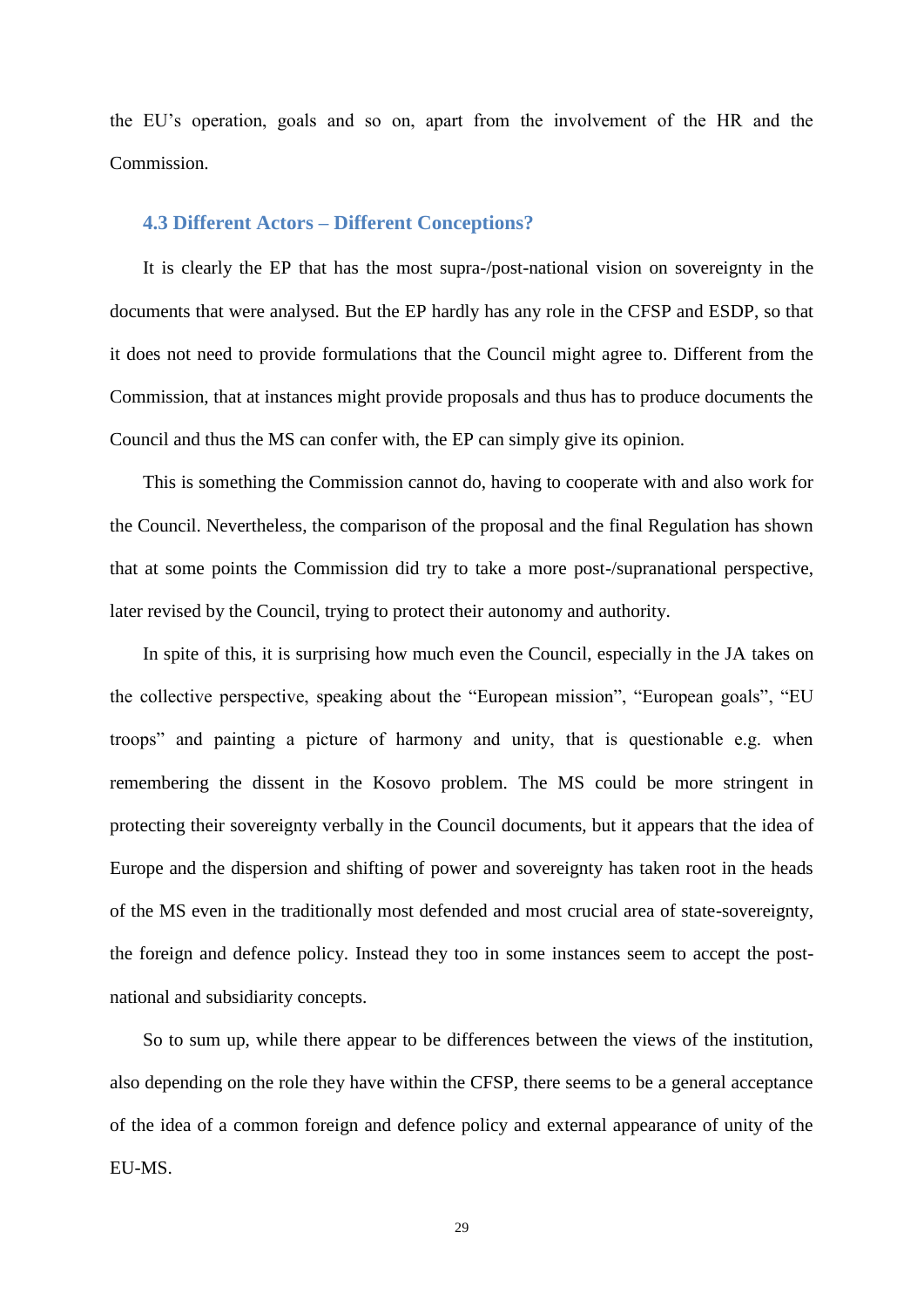the EU's operation, goals and so on, apart from the involvement of the HR and the Commission.

### 4.3 Different Actors – Different Conceptions?

It is clearly the EP that has the most supra-/post-national vision on sovereignty in the documents that were analysed. But the EP hardly has any role in the CFSP and ESDP, so that it does not need to provide formulations that the Council might agree to. Different from the Commission, that at instances might provide proposals and thus has to produce documents the Council and thus the MS can confer with, the EP can simply give its opinion.

This is something the Commission cannot do, having to cooperate with and also work for the Council. Nevertheless, the comparison of the proposal and the final Regulation has shown that at some points the Commission did try to take a more post-/supranational perspective, later revised by the Council, trying to protect their autonomy and authority.

In spite of this, it is surprising how much even the Council, especially in the JA takes on the collective perspective, speaking about the "European mission", "European goals", "EU troops" and painting a picture of harmony and unity, that is questionable e.g. when remembering the dissent in the Kosovo problem. The MS could be more stringent in protecting their sovereignty verbally in the Council documents, but it appears that the idea of Europe and the dispersion and shifting of power and sovereignty has taken root in the heads of the MS even in the traditionally most defended and most crucial area of state-sovereignty, the foreign and defence policy. Instead they too in some instances seem to accept the post-national and subsidiarity concepts.

So to sum up, while there appear to be differences between the views of the institution, also depending on the role they have within the CFSP, there seems to be a general acceptance of the idea of a common foreign and defence policy and external appearance of unity of the EU-MS.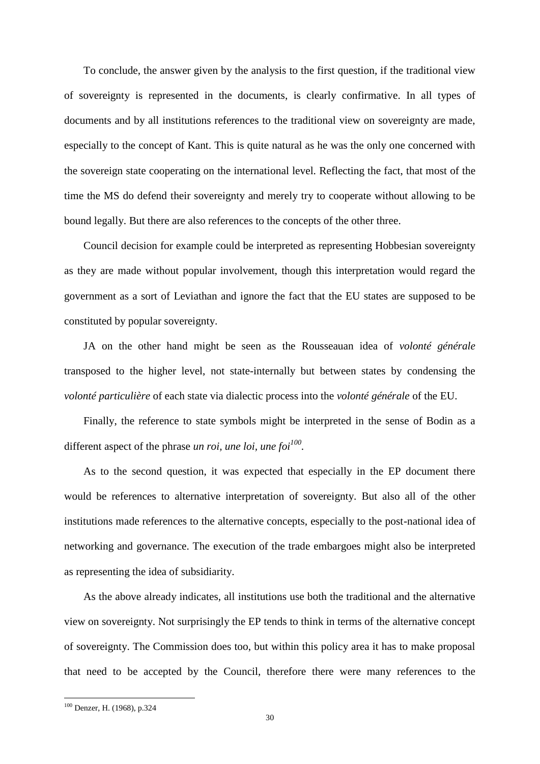To conclude, the answer given by the analysis to the first question, if the traditional view of sovereignty is represented in the documents, is clearly confirmative. In all types of documents and by all institutions references to the traditional view on sovereignty are made, especially to the concept of Kant. This is quite natural as he was the only one concerned with the sovereign state cooperating on the international level. Reflecting the fact, that most of the time the MS do defend their sovereignty and merely try to cooperate without allowing to be bound legally. But there are also references to the concepts of the other three.

Council decision for example could be interpreted as representing Hobbesian sovereignty as they are made without popular involvement, though this interpretation would regard the government as a sort of Leviathan and ignore the fact that the EU states are supposed to be constituted by popular sovereignty.

JA on the other hand might be seen as the Rousseauan idea of *volonté générale* transposed to the higher level, not state-internally but between states by condensing the *volonté particulière* of each state via dialectic process into the *volonté générale* of the EU.

Finally, the reference to state symbols might be interpreted in the sense of Bodin as a different aspect of the phrase *un roi, une loi, une foi*[100].

As to the second question, it was expected that especially in the EP document there would be references to alternative interpretation of sovereignty. But also all of the other institutions made references to the alternative concepts, especially to the post-national idea of networking and governance. The execution of the trade embargoes might also be interpreted as representing the idea of subsidiarity.

As the above already indicates, all institutions use both the traditional and the alternative view on sovereignty. Not surprisingly the EP tends to think in terms of the alternative concept of sovereignty. The Commission does too, but within this policy area it has to make proposal that need to be accepted by the Council, therefore there were many references to the

[100] Denzer, H. (1968), p.324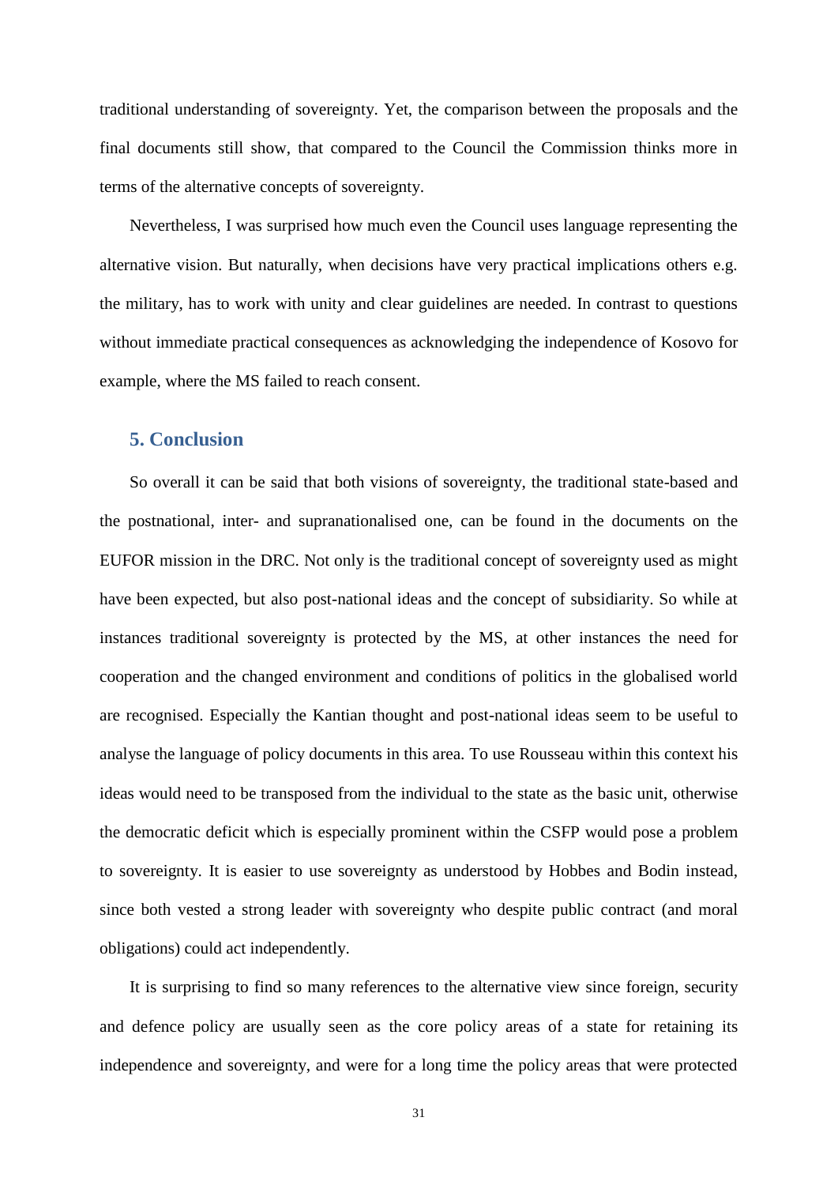traditional understanding of sovereignty. Yet, the comparison between the proposals and the final documents still show, that compared to the Council the Commission thinks more in terms of the alternative concepts of sovereignty.

Nevertheless, I was surprised how much even the Council uses language representing the alternative vision. But naturally, when decisions have very practical implications others e.g. the military, has to work with unity and clear guidelines are needed. In contrast to questions without immediate practical consequences as acknowledging the independence of Kosovo for example, where the MS failed to reach consent.

## 5. Conclusion

So overall it can be said that both visions of sovereignty, the traditional state-based and the postnational, inter- and supranationalised one, can be found in the documents on the EUFOR mission in the DRC. Not only is the traditional concept of sovereignty used as might have been expected, but also post-national ideas and the concept of subsidiarity. So while at instances traditional sovereignty is protected by the MS, at other instances the need for cooperation and the changed environment and conditions of politics in the globalised world are recognised. Especially the Kantian thought and post-national ideas seem to be useful to analyse the language of policy documents in this area. To use Rousseau within this context his ideas would need to be transposed from the individual to the state as the basic unit, otherwise the democratic deficit which is especially prominent within the CSFP would pose a problem to sovereignty. It is easier to use sovereignty as understood by Hobbes and Bodin instead, since both vested a strong leader with sovereignty who despite public contract (and moral obligations) could act independently.

It is surprising to find so many references to the alternative view since foreign, security and defence policy are usually seen as the core policy areas of a state for retaining its independence and sovereignty, and were for a long time the policy areas that were protected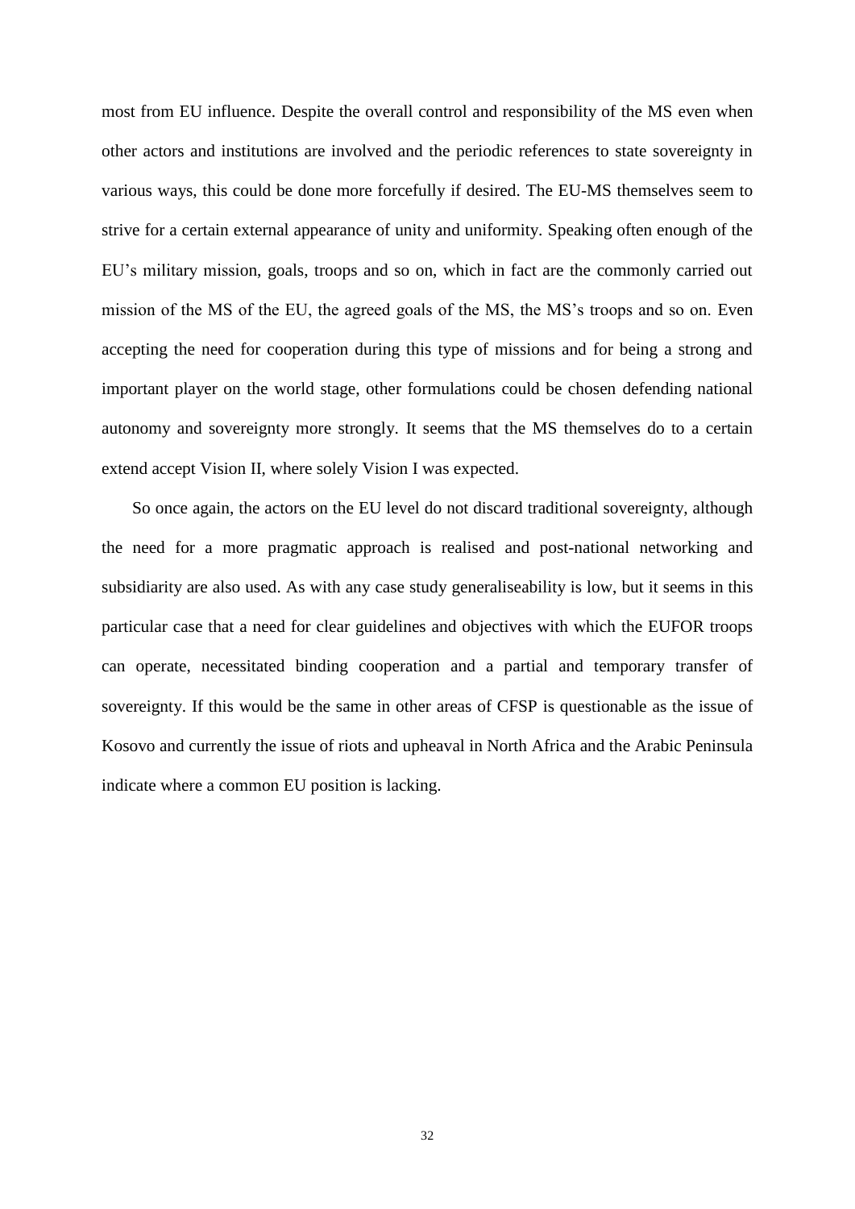most from EU influence. Despite the overall control and responsibility of the MS even when other actors and institutions are involved and the periodic references to state sovereignty in various ways, this could be done more forcefully if desired. The EU-MS themselves seem to strive for a certain external appearance of unity and uniformity. Speaking often enough of the EU's military mission, goals, troops and so on, which in fact are the commonly carried out mission of the MS of the EU, the agreed goals of the MS, the MS's troops and so on. Even accepting the need for cooperation during this type of missions and for being a strong and important player on the world stage, other formulations could be chosen defending national autonomy and sovereignty more strongly. It seems that the MS themselves do to a certain extend accept Vision II, where solely Vision I was expected.

So once again, the actors on the EU level do not discard traditional sovereignty, although the need for a more pragmatic approach is realised and post-national networking and subsidiarity are also used. As with any case study generaliseability is low, but it seems in this particular case that a need for clear guidelines and objectives with which the EUFOR troops can operate, necessitated binding cooperation and a partial and temporary transfer of sovereignty. If this would be the same in other areas of CFSP is questionable as the issue of Kosovo and currently the issue of riots and upheaval in North Africa and the Arabic Peninsula indicate where a common EU position is lacking.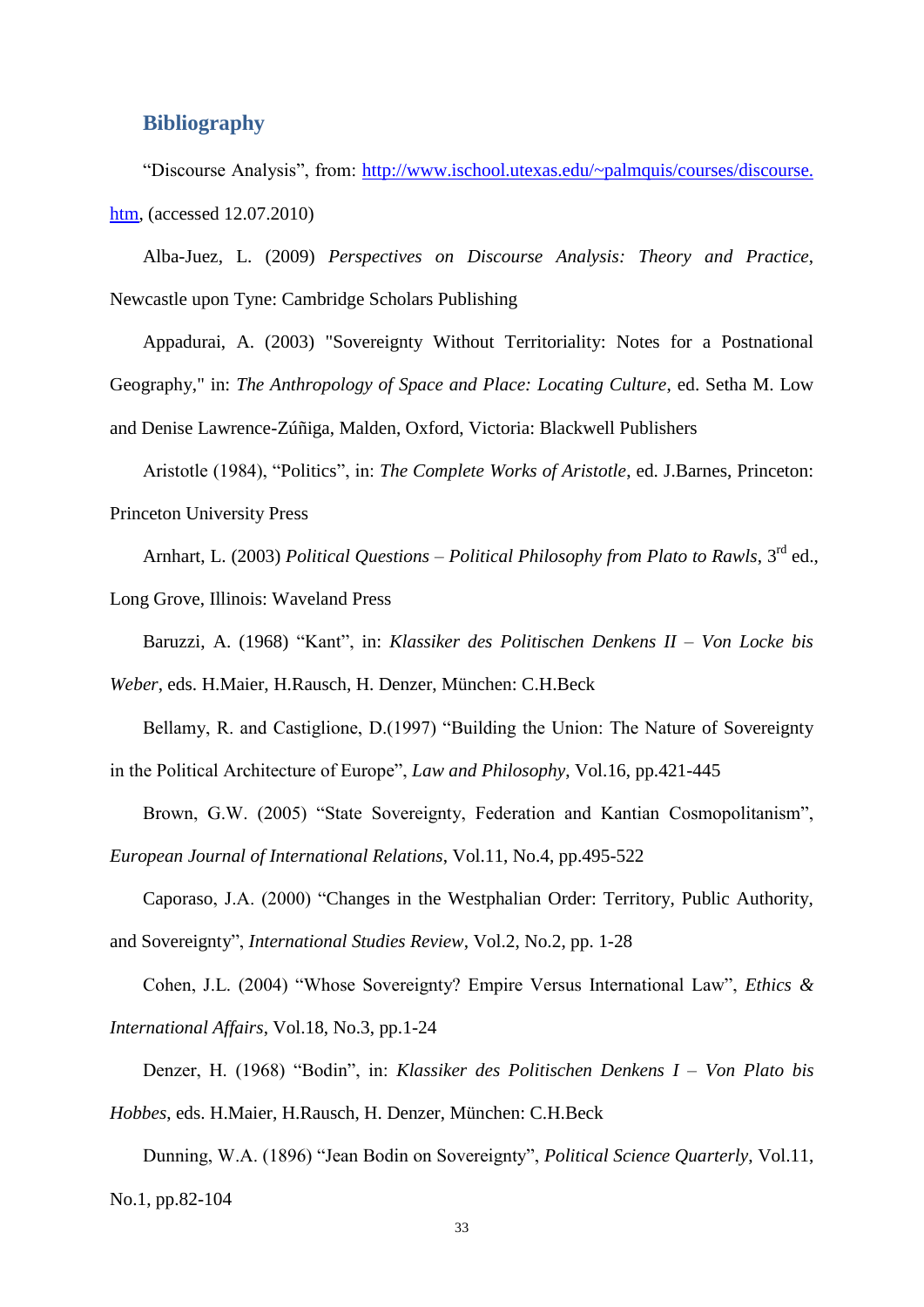## Bibliography

"Discourse Analysis", from: [http://www.ischool.utexas.edu/~palmquis/courses/discourse.htm](http://www.ischool.utexas.edu/~palmquis/courses/discourse.htm), (accessed 12.07.2010)

Alba-Juez, L. (2009) *Perspectives on Discourse Analysis: Theory and Practice*, Newcastle upon Tyne: Cambridge Scholars Publishing

Appadurai, A. (2003) "Sovereignty Without Territoriality: Notes for a Postnational Geography," in: *The Anthropology of Space and Place: Locating Culture*, ed. Setha M. Low and Denise Lawrence-Zúñiga, Malden, Oxford, Victoria: Blackwell Publishers

Aristotle (1984), "Politics", in: *The Complete Works of Aristotle*, ed. J.Barnes, Princeton: Princeton University Press

Arnhart, L. (2003) *Political Questions – Political Philosophy from Plato to Rawls*, 3rd ed., Long Grove, Illinois: Waveland Press

Baruzzi, A. (1968) "Kant", in: *Klassiker des Politischen Denkens II – Von Locke bis Weber*, eds. H.Maier, H.Rausch, H. Denzer, München: C.H.Beck

Bellamy, R. and Castiglione, D.(1997) "Building the Union: The Nature of Sovereignty in the Political Architecture of Europe", *Law and Philosophy*, Vol.16, pp.421-445

Brown, G.W. (2005) "State Sovereignty, Federation and Kantian Cosmopolitanism", *European Journal of International Relations*, Vol.11, No.4, pp.495-522

Caporaso, J.A. (2000) "Changes in the Westphalian Order: Territory, Public Authority, and Sovereignty", *International Studies Review*, Vol.2, No.2, pp. 1-28

Cohen, J.L. (2004) "Whose Sovereignty? Empire Versus International Law", *Ethics & International Affairs*, Vol.18, No.3, pp.1-24

Denzer, H. (1968) "Bodin", in: *Klassiker des Politischen Denkens I – Von Plato bis Hobbes*, eds. H.Maier, H.Rausch, H. Denzer, München: C.H.Beck

Dunning, W.A. (1896) "Jean Bodin on Sovereignty", *Political Science Quarterly*, Vol.11, No.1, pp.82-104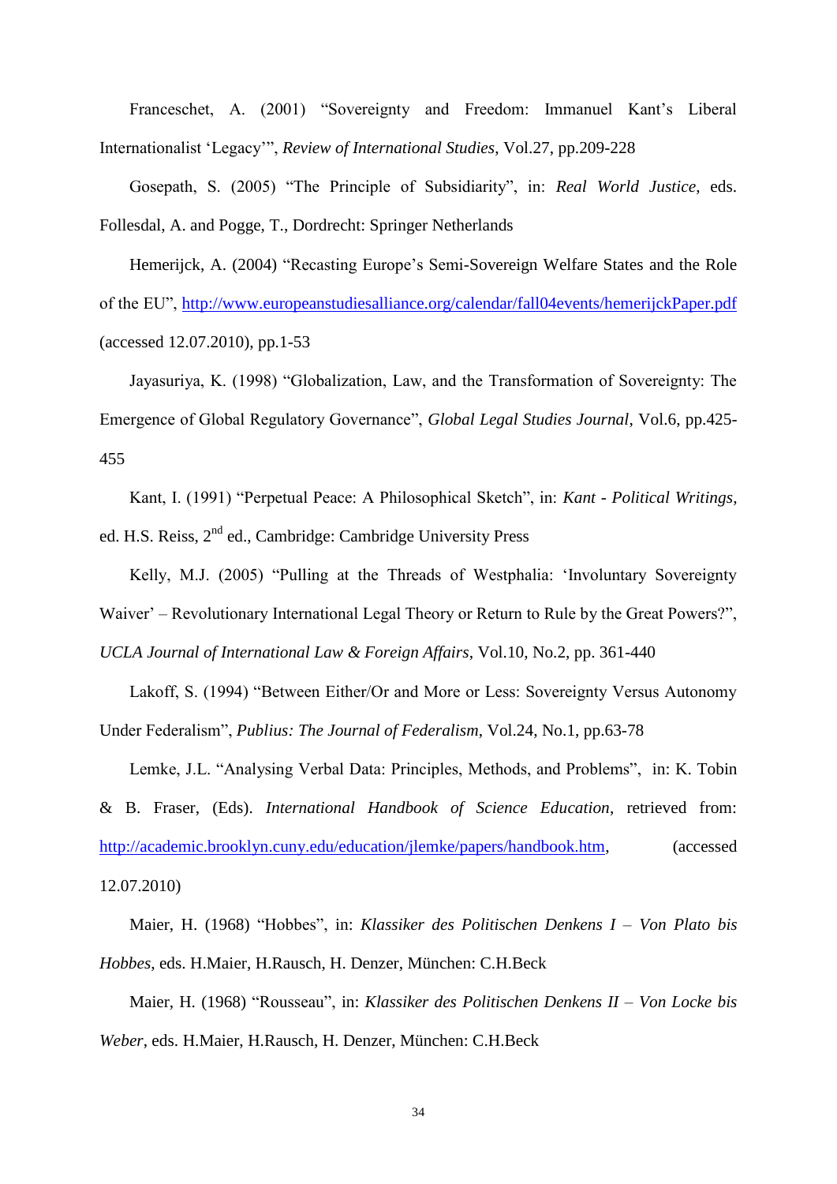Franceschet, A. (2001) "Sovereignty and Freedom: Immanuel Kant's Liberal Internationalist 'Legacy'", *Review of International Studies*, Vol.27, pp.209-228

Gosepath, S. (2005) "The Principle of Subsidiarity", in: *Real World Justice*, eds. Follesdal, A. and Pogge, T., Dordrecht: Springer Netherlands

Hemerijck, A. (2004) "Recasting Europe's Semi-Sovereign Welfare States and the Role of the EU", http://www.europeanstudiesalliance.org/calendar/fall04events/hemerijckPaper.pdf (accessed 12.07.2010), pp.1-53

Jayasuriya, K. (1998) "Globalization, Law, and the Transformation of Sovereignty: The Emergence of Global Regulatory Governance", *Global Legal Studies Journal*, Vol.6, pp.425-455

Kant, I. (1991) "Perpetual Peace: A Philosophical Sketch", in: *Kant - Political Writings*, ed. H.S. Reiss, 2nd ed., Cambridge: Cambridge University Press

Kelly, M.J. (2005) "Pulling at the Threads of Westphalia: 'Involuntary Sovereignty Waiver' – Revolutionary International Legal Theory or Return to Rule by the Great Powers?", *UCLA Journal of International Law & Foreign Affairs*, Vol.10, No.2, pp. 361-440

Lakoff, S. (1994) "Between Either/Or and More or Less: Sovereignty Versus Autonomy Under Federalism", *Publius: The Journal of Federalism*, Vol.24, No.1, pp.63-78

Lemke, J.L. "Analysing Verbal Data: Principles, Methods, and Problems", in: K. Tobin & B. Fraser, (Eds). *International Handbook of Science Education*, retrieved from: http://academic.brooklyn.cuny.edu/education/jlemke/papers/handbook.htm, (accessed 12.07.2010)

Maier, H. (1968) "Hobbes", in: *Klassiker des Politischen Denkens I – Von Plato bis Hobbes*, eds. H.Maier, H.Rausch, H. Denzer, München: C.H.Beck

Maier, H. (1968) "Rousseau", in: *Klassiker des Politischen Denkens II – Von Locke bis Weber*, eds. H.Maier, H.Rausch, H. Denzer, München: C.H.Beck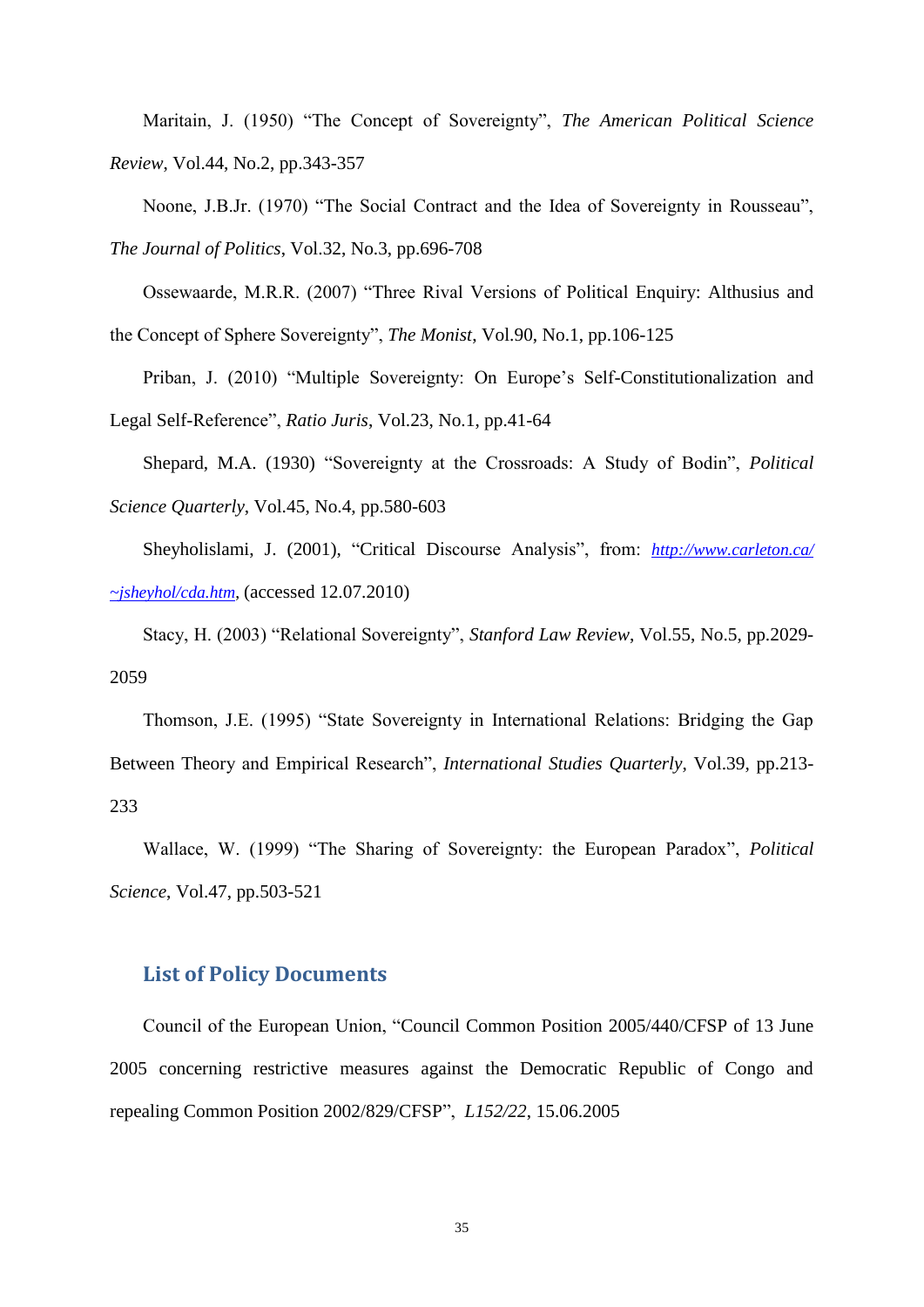Maritain, J. (1950) “The Concept of Sovereignty”, *The American Political Science Review*, Vol.44, No.2, pp.343-357

Noone, J.B.Jr. (1970) “The Social Contract and the Idea of Sovereignty in Rousseau”, *The Journal of Politics*, Vol.32, No.3, pp.696-708

Ossewaarde, M.R.R. (2007) “Three Rival Versions of Political Enquiry: Althusius and the Concept of Sphere Sovereignty”, *The Monist*, Vol.90, No.1, pp.106-125

Priban, J. (2010) “Multiple Sovereignty: On Europe’s Self-Constitutionalization and Legal Self-Reference”, *Ratio Juris*, Vol.23, No.1, pp.41-64

Shepard, M.A. (1930) “Sovereignty at the Crossroads: A Study of Bodin”, *Political Science Quarterly*, Vol.45, No.4, pp.580-603

Sheyholislami, J. (2001), “Critical Discourse Analysis”, from: *http://www.carleton.ca/~jsheyhol/cda.htm*, (accessed 12.07.2010)

Stacy, H. (2003) “Relational Sovereignty”, *Stanford Law Review*, Vol.55, No.5, pp.2029-2059

Thomson, J.E. (1995) “State Sovereignty in International Relations: Bridging the Gap Between Theory and Empirical Research”, *International Studies Quarterly*, Vol.39, pp.213-233

Wallace, W. (1999) “The Sharing of Sovereignty: the European Paradox”, *Political Science*, Vol.47, pp.503-521

## List of Policy Documents

Council of the European Union, “Council Common Position 2005/440/CFSP of 13 June 2005 concerning restrictive measures against the Democratic Republic of Congo and repealing Common Position 2002/829/CFSP”, *L152/22*, 15.06.2005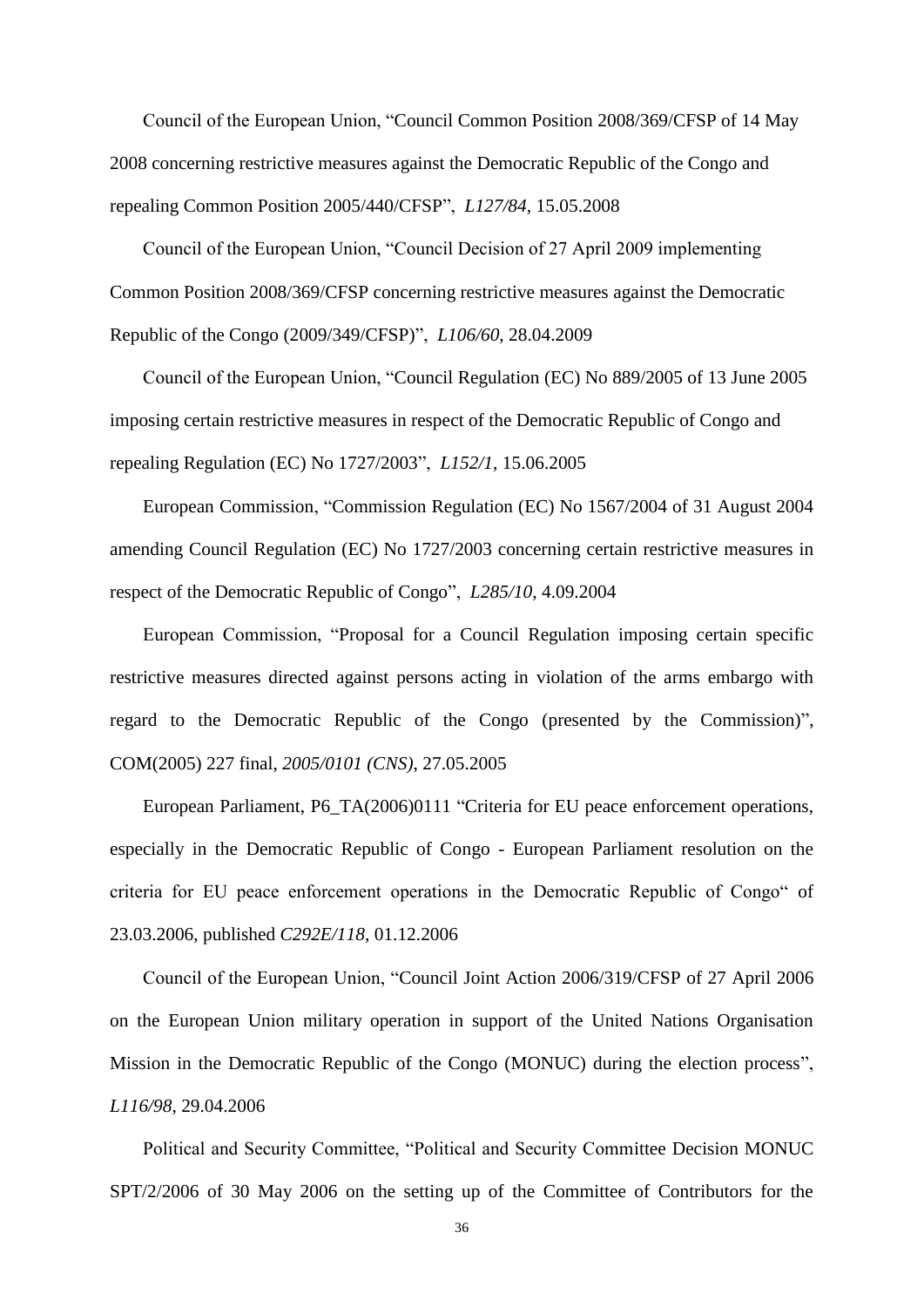Council of the European Union, “Council Common Position 2008/369/CFSP of 14 May 2008 concerning restrictive measures against the Democratic Republic of the Congo and repealing Common Position 2005/440/CFSP”, *L127/84*, 15.05.2008

Council of the European Union, “Council Decision of 27 April 2009 implementing Common Position 2008/369/CFSP concerning restrictive measures against the Democratic Republic of the Congo (2009/349/CFSP)”, *L106/60*, 28.04.2009

Council of the European Union, “Council Regulation (EC) No 889/2005 of 13 June 2005 imposing certain restrictive measures in respect of the Democratic Republic of Congo and repealing Regulation (EC) No 1727/2003”, *L152/1*, 15.06.2005

European Commission, “Commission Regulation (EC) No 1567/2004 of 31 August 2004 amending Council Regulation (EC) No 1727/2003 concerning certain restrictive measures in respect of the Democratic Republic of Congo”, *L285/10*, 4.09.2004

European Commission, “Proposal for a Council Regulation imposing certain specific restrictive measures directed against persons acting in violation of the arms embargo with regard to the Democratic Republic of the Congo (presented by the Commission)”, COM(2005) 227 final, *2005/0101 (CNS)*, 27.05.2005

European Parliament, P6_TA(2006)0111 “Criteria for EU peace enforcement operations, especially in the Democratic Republic of Congo - European Parliament resolution on the criteria for EU peace enforcement operations in the Democratic Republic of Congo“ of 23.03.2006, published *C292E/118*, 01.12.2006

Council of the European Union, “Council Joint Action 2006/319/CFSP of 27 April 2006 on the European Union military operation in support of the United Nations Organisation Mission in the Democratic Republic of the Congo (MONUC) during the election process”, *L116/98*, 29.04.2006

Political and Security Committee, “Political and Security Committee Decision MONUC SPT/2/2006 of 30 May 2006 on the setting up of the Committee of Contributors for the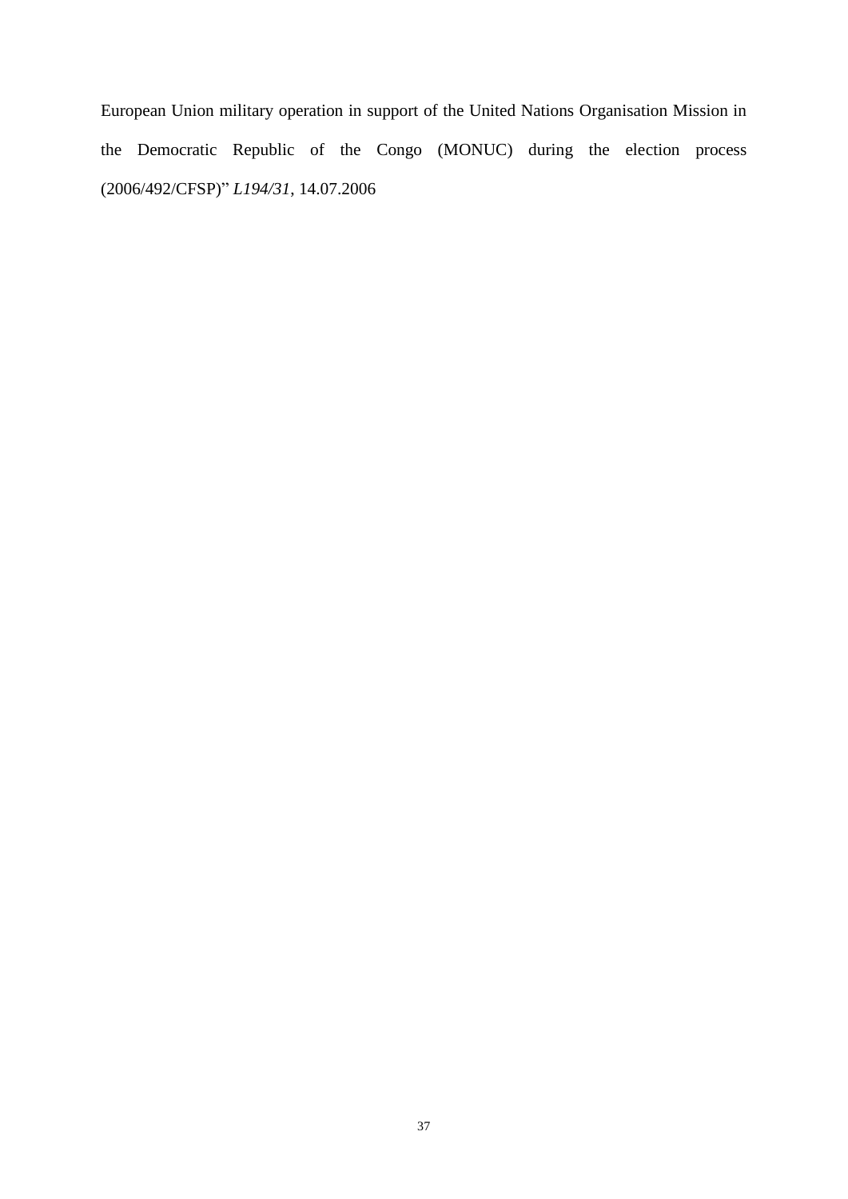European Union military operation in support of the United Nations Organisation Mission in the Democratic Republic of the Congo (MONUC) during the election process (2006/492/CFSP)" *L194/31*, 14.07.2006